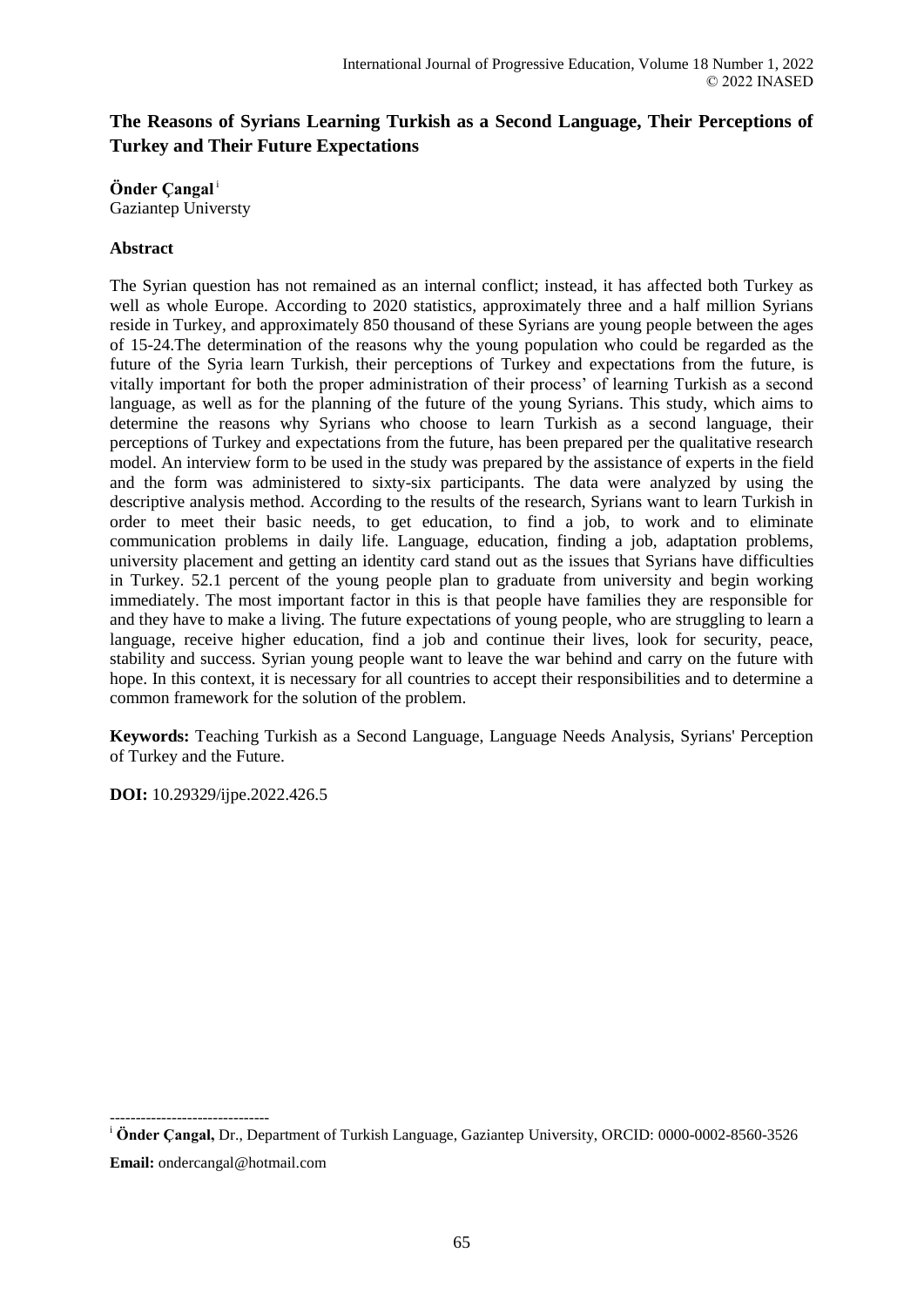# The Reasons of Syrians Learning Turkish as a Second Language, Their Perceptions of Turkey and Their Future Expectations

**Önder Çangal** [i]
Gaziantep Universty

## Abstract

The Syrian question has not remained as an internal conflict; instead, it has affected both Turkey as well as whole Europe. According to 2020 statistics, approximately three and a half million Syrians reside in Turkey, and approximately 850 thousand of these Syrians are young people between the ages of 15-24.The determination of the reasons why the young population who could be regarded as the future of the Syria learn Turkish, their perceptions of Turkey and expectations from the future, is vitally important for both the proper administration of their process' of learning Turkish as a second language, as well as for the planning of the future of the young Syrians. This study, which aims to determine the reasons why Syrians who choose to learn Turkish as a second language, their perceptions of Turkey and expectations from the future, has been prepared per the qualitative research model. An interview form to be used in the study was prepared by the assistance of experts in the field and the form was administered to sixty-six participants. The data were analyzed by using the descriptive analysis method. According to the results of the research, Syrians want to learn Turkish in order to meet their basic needs, to get education, to find a job, to work and to eliminate communication problems in daily life. Language, education, finding a job, adaptation problems, university placement and getting an identity card stand out as the issues that Syrians have difficulties in Turkey. 52.1 percent of the young people plan to graduate from university and begin working immediately. The most important factor in this is that people have families they are responsible for and they have to make a living. The future expectations of young people, who are struggling to learn a language, receive higher education, find a job and continue their lives, look for security, peace, stability and success. Syrian young people want to leave the war behind and carry on the future with hope. In this context, it is necessary for all countries to accept their responsibilities and to determine a common framework for the solution of the problem.

**Keywords:** Teaching Turkish as a Second Language, Language Needs Analysis, Syrians' Perception of Turkey and the Future.

**DOI:** 10.29329/ijpe.2022.426.5

-------------------------------

[i] **Önder Çangal,** Dr., Department of Turkish Language, Gaziantep University, ORCID: 0000-0002-8560-3526

**Email:** ondercangal@hotmail.com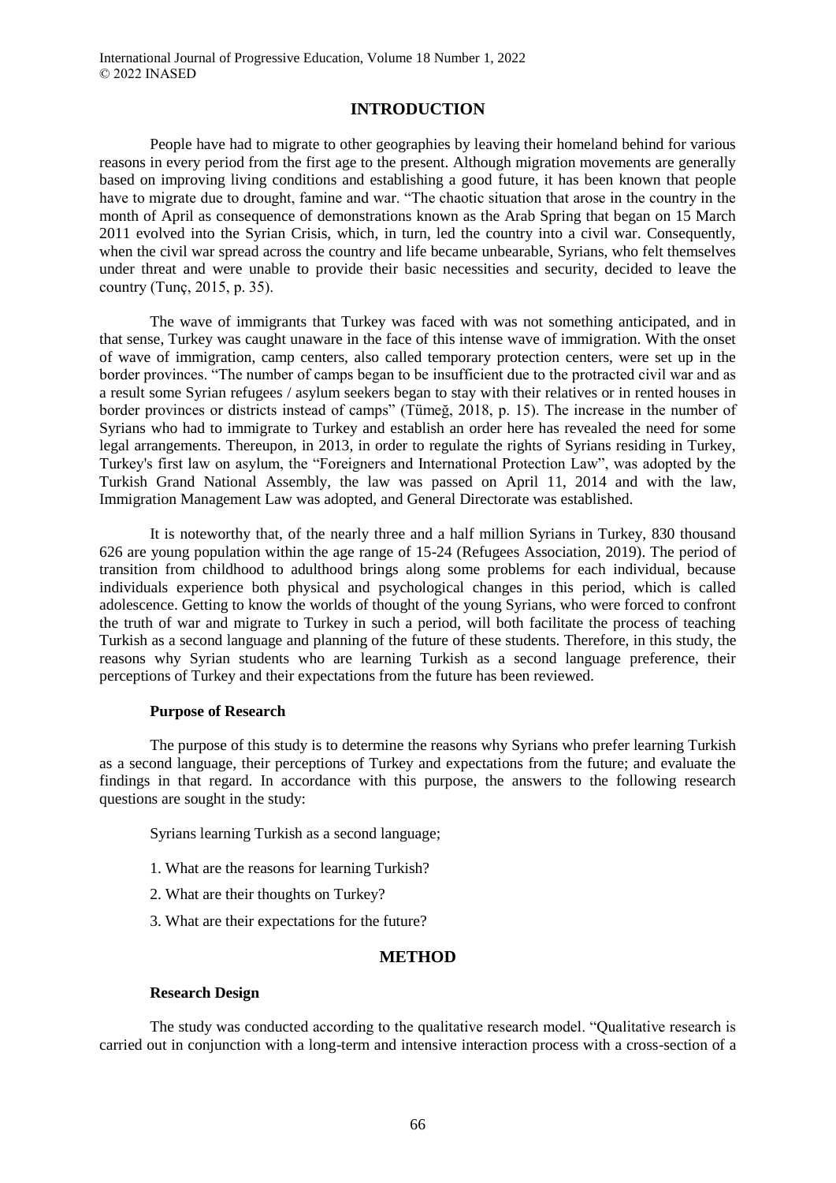## INTRODUCTION

People have had to migrate to other geographies by leaving their homeland behind for various reasons in every period from the first age to the present. Although migration movements are generally based on improving living conditions and establishing a good future, it has been known that people have to migrate due to drought, famine and war. "The chaotic situation that arose in the country in the month of April as consequence of demonstrations known as the Arab Spring that began on 15 March 2011 evolved into the Syrian Crisis, which, in turn, led the country into a civil war. Consequently, when the civil war spread across the country and life became unbearable, Syrians, who felt themselves under threat and were unable to provide their basic necessities and security, decided to leave the country (Tunç, 2015, p. 35).

The wave of immigrants that Turkey was faced with was not something anticipated, and in that sense, Turkey was caught unaware in the face of this intense wave of immigration. With the onset of wave of immigration, camp centers, also called temporary protection centers, were set up in the border provinces. "The number of camps began to be insufficient due to the protracted civil war and as a result some Syrian refugees / asylum seekers began to stay with their relatives or in rented houses in border provinces or districts instead of camps" (Tümeğ, 2018, p. 15). The increase in the number of Syrians who had to immigrate to Turkey and establish an order here has revealed the need for some legal arrangements. Thereupon, in 2013, in order to regulate the rights of Syrians residing in Turkey, Turkey's first law on asylum, the "Foreigners and International Protection Law", was adopted by the Turkish Grand National Assembly, the law was passed on April 11, 2014 and with the law, Immigration Management Law was adopted, and General Directorate was established.

It is noteworthy that, of the nearly three and a half million Syrians in Turkey, 830 thousand 626 are young population within the age range of 15-24 (Refugees Association, 2019). The period of transition from childhood to adulthood brings along some problems for each individual, because individuals experience both physical and psychological changes in this period, which is called adolescence. Getting to know the worlds of thought of the young Syrians, who were forced to confront the truth of war and migrate to Turkey in such a period, will both facilitate the process of teaching Turkish as a second language and planning of the future of these students. Therefore, in this study, the reasons why Syrian students who are learning Turkish as a second language preference, their perceptions of Turkey and their expectations from the future has been reviewed.

### Purpose of Research

The purpose of this study is to determine the reasons why Syrians who prefer learning Turkish as a second language, their perceptions of Turkey and expectations from the future; and evaluate the findings in that regard. In accordance with this purpose, the answers to the following research questions are sought in the study:

Syrians learning Turkish as a second language;

1. What are the reasons for learning Turkish?
2. What are their thoughts on Turkey?
3. What are their expectations for the future?

## METHOD

### Research Design

The study was conducted according to the qualitative research model. "Qualitative research is carried out in conjunction with a long-term and intensive interaction process with a cross-section of a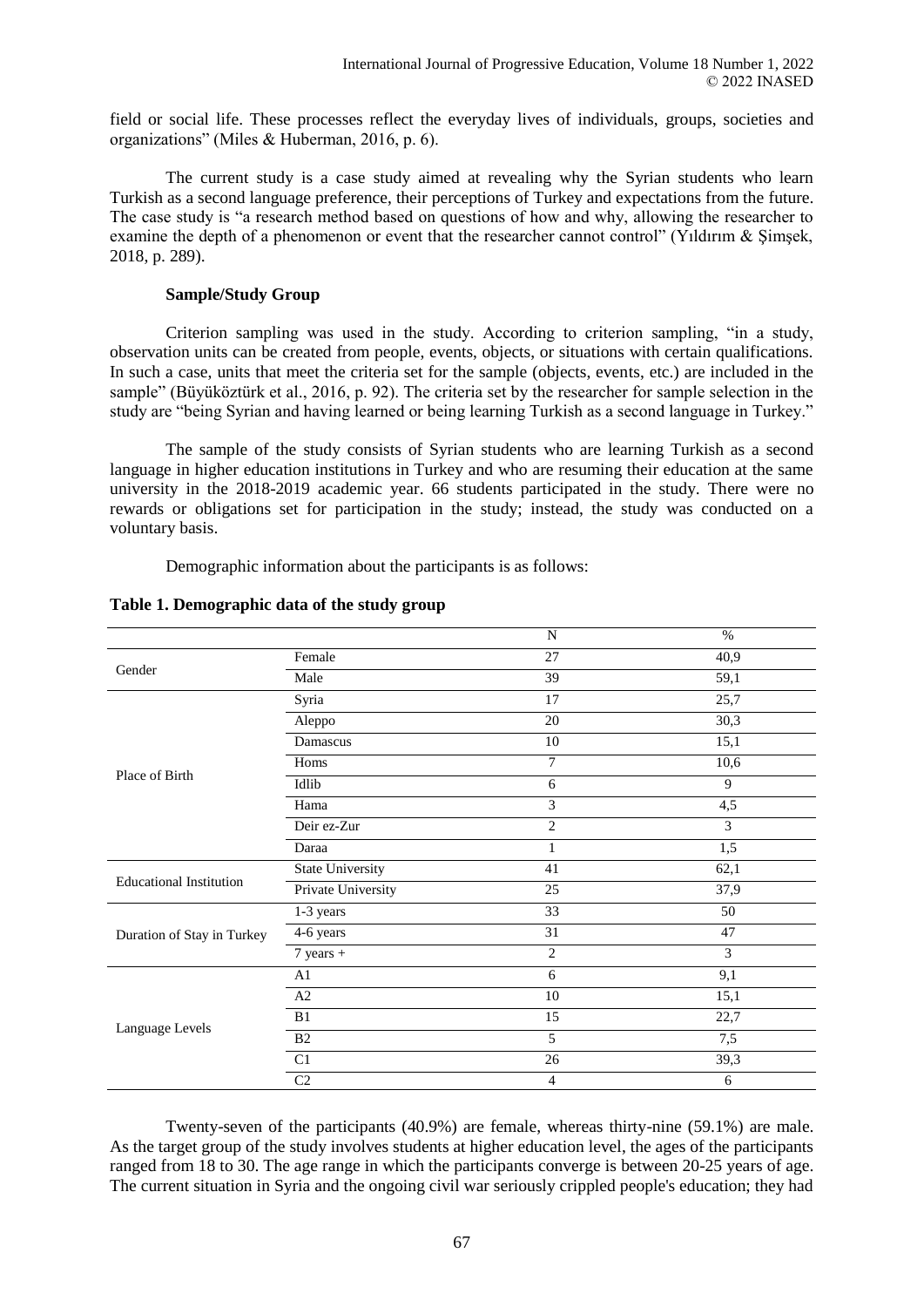field or social life. These processes reflect the everyday lives of individuals, groups, societies and organizations" (Miles & Huberman, 2016, p. 6).

The current study is a case study aimed at revealing why the Syrian students who learn Turkish as a second language preference, their perceptions of Turkey and expectations from the future. The case study is "a research method based on questions of how and why, allowing the researcher to examine the depth of a phenomenon or event that the researcher cannot control" (Yıldırım & Şimşek, 2018, p. 289).

**Sample/Study Group**

Criterion sampling was used in the study. According to criterion sampling, "in a study, observation units can be created from people, events, objects, or situations with certain qualifications. In such a case, units that meet the criteria set for the sample (objects, events, etc.) are included in the sample" (Büyüköztürk et al., 2016, p. 92). The criteria set by the researcher for sample selection in the study are "being Syrian and having learned or being learning Turkish as a second language in Turkey."

The sample of the study consists of Syrian students who are learning Turkish as a second language in higher education institutions in Turkey and who are resuming their education at the same university in the 2018-2019 academic year. 66 students participated in the study. There were no rewards or obligations set for participation in the study; instead, the study was conducted on a voluntary basis.

Demographic information about the participants is as follows:

**Table 1. Demographic data of the study group**

| | | N | % |
|---|---|---|---|
| Gender | Female | 27 | 40,9 |
| | Male | 39 | 59,1 |
| Place of Birth | Syria | 17 | 25,7 |
| | Aleppo | 20 | 30,3 |
| | Damascus | 10 | 15,1 |
| | Homs | 7 | 10,6 |
| | Idlib | 6 | 9 |
| | Hama | 3 | 4,5 |
| | Deir ez-Zur | 2 | 3 |
| | Daraa | 1 | 1,5 |
| Educational Institution | State University | 41 | 62,1 |
| | Private University | 25 | 37,9 |
| Duration of Stay in Turkey | 1-3 years | 33 | 50 |
| | 4-6 years | 31 | 47 |
| | 7 years + | 2 | 3 |
| Language Levels | A1 | 6 | 9,1 |
| | A2 | 10 | 15,1 |
| | B1 | 15 | 22,7 |
| | B2 | 5 | 7,5 |
| | C1 | 26 | 39,3 |
| | C2 | 4 | 6 |

Twenty-seven of the participants (40.9%) are female, whereas thirty-nine (59.1%) are male. As the target group of the study involves students at higher education level, the ages of the participants ranged from 18 to 30. The age range in which the participants converge is between 20-25 years of age. The current situation in Syria and the ongoing civil war seriously crippled people's education; they had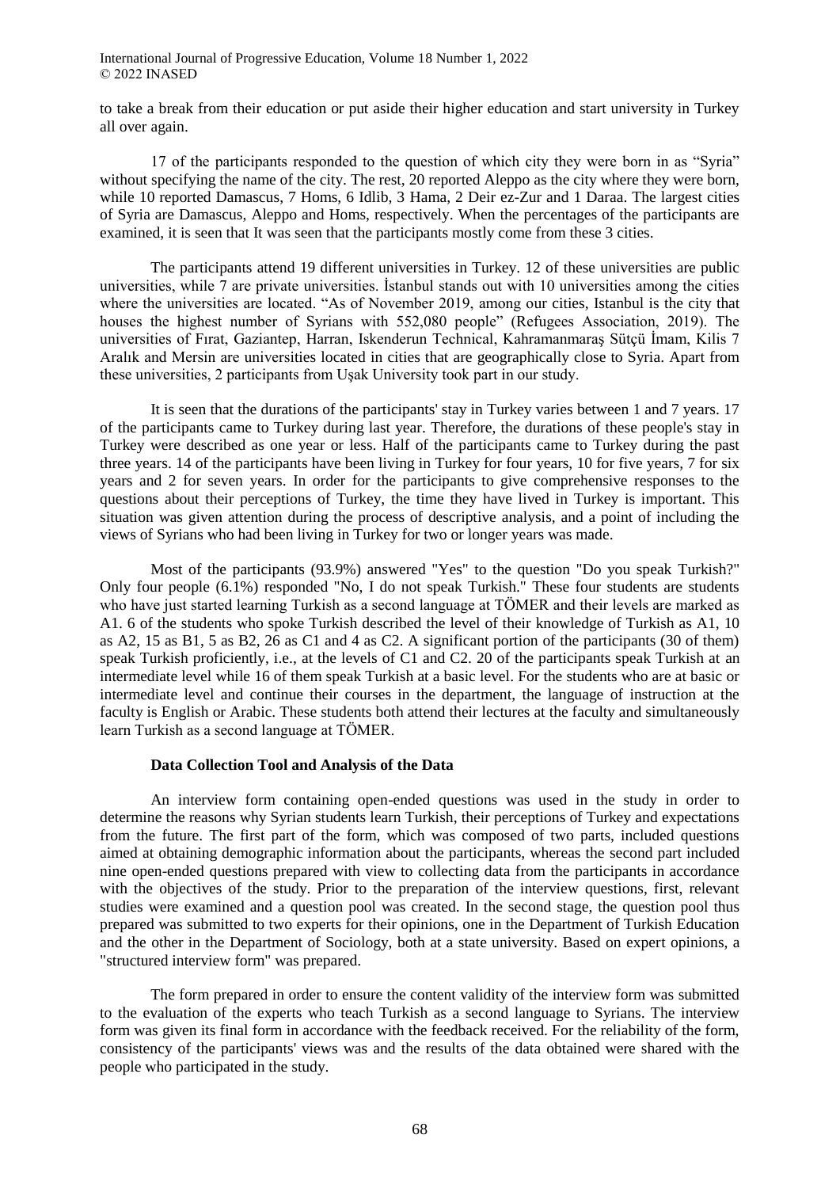to take a break from their education or put aside their higher education and start university in Turkey all over again.

17 of the participants responded to the question of which city they were born in as "Syria" without specifying the name of the city. The rest, 20 reported Aleppo as the city where they were born, while 10 reported Damascus, 7 Homs, 6 Idlib, 3 Hama, 2 Deir ez-Zur and 1 Daraa. The largest cities of Syria are Damascus, Aleppo and Homs, respectively. When the percentages of the participants are examined, it is seen that It was seen that the participants mostly come from these 3 cities.

The participants attend 19 different universities in Turkey. 12 of these universities are public universities, while 7 are private universities. İstanbul stands out with 10 universities among the cities where the universities are located. "As of November 2019, among our cities, Istanbul is the city that houses the highest number of Syrians with 552,080 people" (Refugees Association, 2019). The universities of Fırat, Gaziantep, Harran, Iskenderun Technical, Kahramanmaraş Sütçü İmam, Kilis 7 Aralık and Mersin are universities located in cities that are geographically close to Syria. Apart from these universities, 2 participants from Uşak University took part in our study.

It is seen that the durations of the participants' stay in Turkey varies between 1 and 7 years. 17 of the participants came to Turkey during last year. Therefore, the durations of these people's stay in Turkey were described as one year or less. Half of the participants came to Turkey during the past three years. 14 of the participants have been living in Turkey for four years, 10 for five years, 7 for six years and 2 for seven years. In order for the participants to give comprehensive responses to the questions about their perceptions of Turkey, the time they have lived in Turkey is important. This situation was given attention during the process of descriptive analysis, and a point of including the views of Syrians who had been living in Turkey for two or longer years was made.

Most of the participants (93.9%) answered "Yes" to the question "Do you speak Turkish?" Only four people (6.1%) responded "No, I do not speak Turkish." These four students are students who have just started learning Turkish as a second language at TÖMER and their levels are marked as A1. 6 of the students who spoke Turkish described the level of their knowledge of Turkish as A1, 10 as A2, 15 as B1, 5 as B2, 26 as C1 and 4 as C2. A significant portion of the participants (30 of them) speak Turkish proficiently, i.e., at the levels of C1 and C2. 20 of the participants speak Turkish at an intermediate level while 16 of them speak Turkish at a basic level. For the students who are at basic or intermediate level and continue their courses in the department, the language of instruction at the faculty is English or Arabic. These students both attend their lectures at the faculty and simultaneously learn Turkish as a second language at TÖMER.

### Data Collection Tool and Analysis of the Data

An interview form containing open-ended questions was used in the study in order to determine the reasons why Syrian students learn Turkish, their perceptions of Turkey and expectations from the future. The first part of the form, which was composed of two parts, included questions aimed at obtaining demographic information about the participants, whereas the second part included nine open-ended questions prepared with view to collecting data from the participants in accordance with the objectives of the study. Prior to the preparation of the interview questions, first, relevant studies were examined and a question pool was created. In the second stage, the question pool thus prepared was submitted to two experts for their opinions, one in the Department of Turkish Education and the other in the Department of Sociology, both at a state university. Based on expert opinions, a "structured interview form" was prepared.

The form prepared in order to ensure the content validity of the interview form was submitted to the evaluation of the experts who teach Turkish as a second language to Syrians. The interview form was given its final form in accordance with the feedback received. For the reliability of the form, consistency of the participants' views was and the results of the data obtained were shared with the people who participated in the study.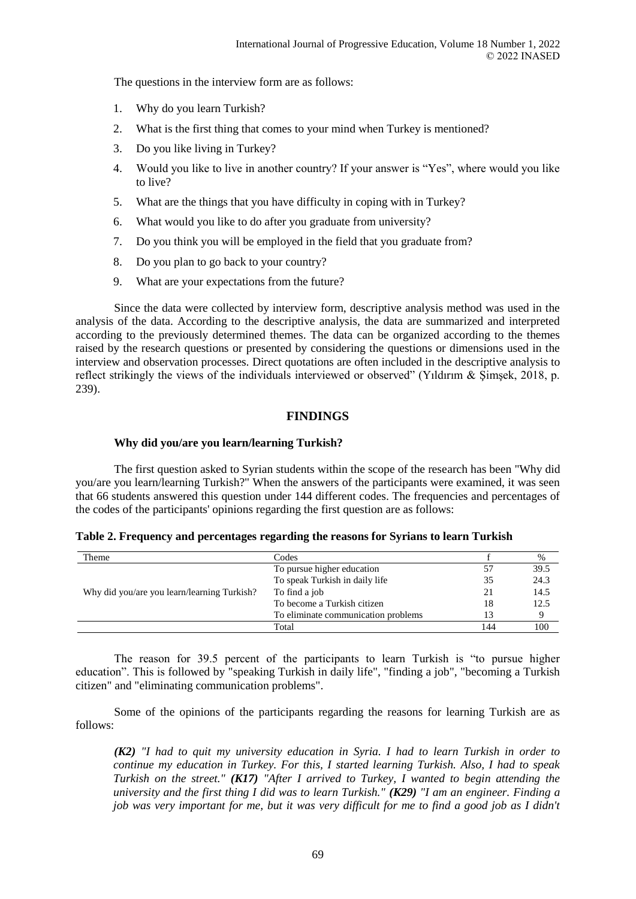The questions in the interview form are as follows:

1. Why do you learn Turkish?
2. What is the first thing that comes to your mind when Turkey is mentioned?
3. Do you like living in Turkey?
4. Would you like to live in another country? If your answer is "Yes", where would you like to live?
5. What are the things that you have difficulty in coping with in Turkey?
6. What would you like to do after you graduate from university?
7. Do you think you will be employed in the field that you graduate from?
8. Do you plan to go back to your country?
9. What are your expectations from the future?

Since the data were collected by interview form, descriptive analysis method was used in the analysis of the data. According to the descriptive analysis, the data are summarized and interpreted according to the previously determined themes. The data can be organized according to the themes raised by the research questions or presented by considering the questions or dimensions used in the interview and observation processes. Direct quotations are often included in the descriptive analysis to reflect strikingly the views of the individuals interviewed or observed" (Yıldırım & Şimşek, 2018, p. 239).

## FINDINGS

### Why did you/are you learn/learning Turkish?

The first question asked to Syrian students within the scope of the research has been "Why did you/are you learn/learning Turkish?" When the answers of the participants were examined, it was seen that 66 students answered this question under 144 different codes. The frequencies and percentages of the codes of the participants' opinions regarding the first question are as follows:

**Table 2. Frequency and percentages regarding the reasons for Syrians to learn Turkish**

| Theme | Codes | f | % |
|---|---|---|---|
| Why did you/are you learn/learning Turkish? | To pursue higher education | 57 | 39.5 |
| | To speak Turkish in daily life | 35 | 24.3 |
| | To find a job | 21 | 14.5 |
| | To become a Turkish citizen | 18 | 12.5 |
| | To eliminate communication problems | 13 | 9 |
| | Total | 144 | 100 |

The reason for 39.5 percent of the participants to learn Turkish is "to pursue higher education". This is followed by "speaking Turkish in daily life", "finding a job", "becoming a Turkish citizen" and "eliminating communication problems".

Some of the opinions of the participants regarding the reasons for learning Turkish are as follows:

> ***(K2)*** *"I had to quit my university education in Syria. I had to learn Turkish in order to continue my education in Turkey. For this, I started learning Turkish. Also, I had to speak Turkish on the street."* ***(K17)*** *"After I arrived to Turkey, I wanted to begin attending the university and the first thing I did was to learn Turkish."* ***(K29)*** *"I am an engineer. Finding a job was very important for me, but it was very difficult for me to find a good job as I didn't*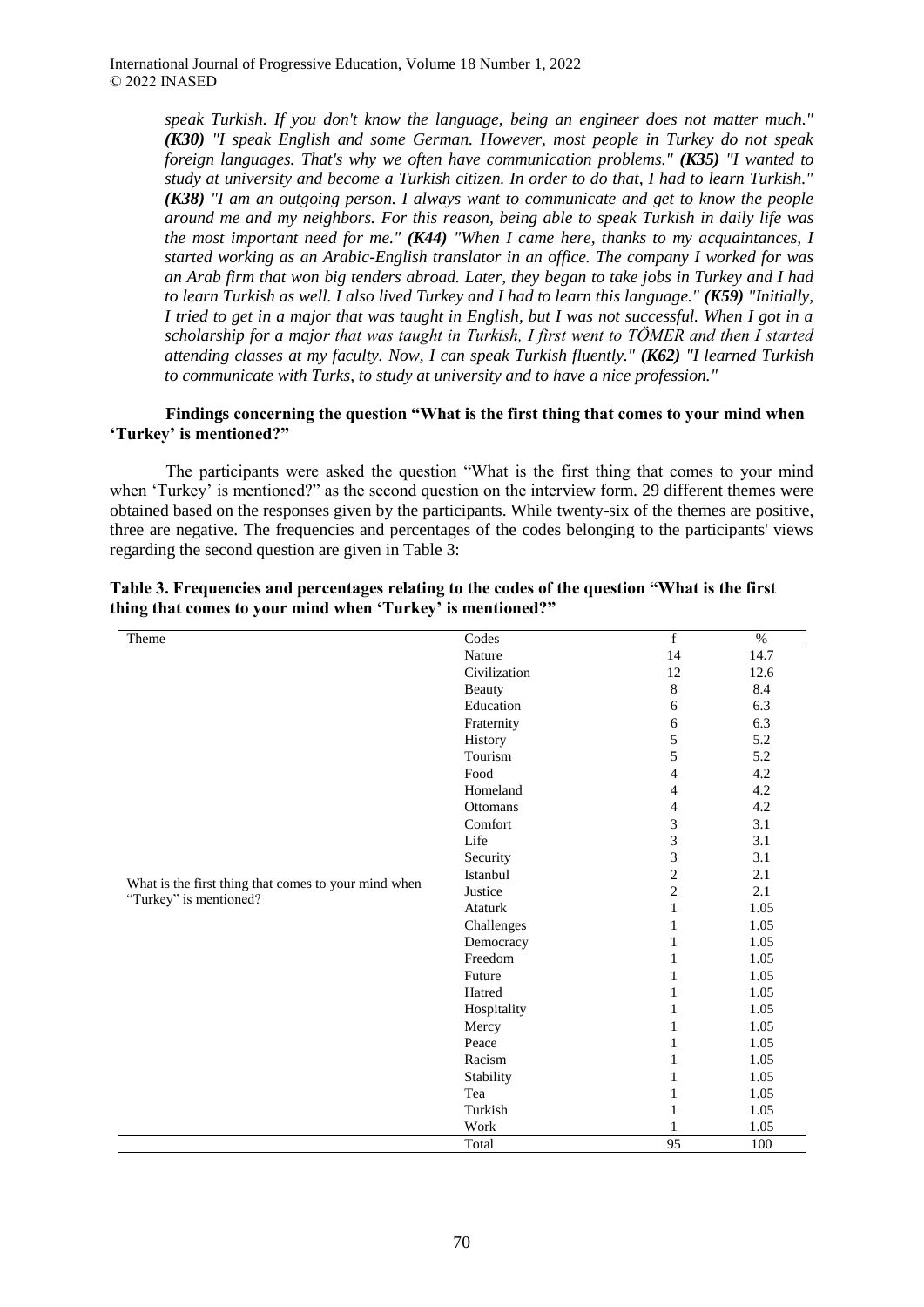*speak Turkish. If you don't know the language, being an engineer does not matter much."* ***(K30)*** *"I speak English and some German. However, most people in Turkey do not speak foreign languages. That's why we often have communication problems."* ***(K35)*** *"I wanted to study at university and become a Turkish citizen. In order to do that, I had to learn Turkish."* ***(K38)*** *"I am an outgoing person. I always want to communicate and get to know the people around me and my neighbors. For this reason, being able to speak Turkish in daily life was the most important need for me."* ***(K44)*** *"When I came here, thanks to my acquaintances, I started working as an Arabic-English translator in an office. The company I worked for was an Arab firm that won big tenders abroad. Later, they began to take jobs in Turkey and I had to learn Turkish as well. I also lived Turkey and I had to learn this language."* ***(K59)*** *"Initially, I tried to get in a major that was taught in English, but I was not successful. When I got in a scholarship for a major that was taught in Turkish, I first went to TÖMER and then I started attending classes at my faculty. Now, I can speak Turkish fluently."* ***(K62)*** *"I learned Turkish to communicate with Turks, to study at university and to have a nice profession."*

**Findings concerning the question "What is the first thing that comes to your mind when 'Turkey' is mentioned?"**

The participants were asked the question "What is the first thing that comes to your mind when 'Turkey' is mentioned?" as the second question on the interview form. 29 different themes were obtained based on the responses given by the participants. While twenty-six of the themes are positive, three are negative. The frequencies and percentages of the codes belonging to the participants' views regarding the second question are given in Table 3:

**Table 3. Frequencies and percentages relating to the codes of the question "What is the first thing that comes to your mind when 'Turkey' is mentioned?"**

| Theme | Codes | f | % |
|---|---|---|---|
| What is the first thing that comes to your mind when "Turkey" is mentioned? | Nature | 14 | 14.7 |
| | Civilization | 12 | 12.6 |
| | Beauty | 8 | 8.4 |
| | Education | 6 | 6.3 |
| | Fraternity | 6 | 6.3 |
| | History | 5 | 5.2 |
| | Tourism | 5 | 5.2 |
| | Food | 4 | 4.2 |
| | Homeland | 4 | 4.2 |
| | Ottomans | 4 | 4.2 |
| | Comfort | 3 | 3.1 |
| | Life | 3 | 3.1 |
| | Security | 3 | 3.1 |
| | Istanbul | 2 | 2.1 |
| | Justice | 2 | 2.1 |
| | Ataturk | 1 | 1.05 |
| | Challenges | 1 | 1.05 |
| | Democracy | 1 | 1.05 |
| | Freedom | 1 | 1.05 |
| | Future | 1 | 1.05 |
| | Hatred | 1 | 1.05 |
| | Hospitality | 1 | 1.05 |
| | Mercy | 1 | 1.05 |
| | Peace | 1 | 1.05 |
| | Racism | 1 | 1.05 |
| | Stability | 1 | 1.05 |
| | Tea | 1 | 1.05 |
| | Turkish | 1 | 1.05 |
| | Work | 1 | 1.05 |
| | Total | 95 | 100 |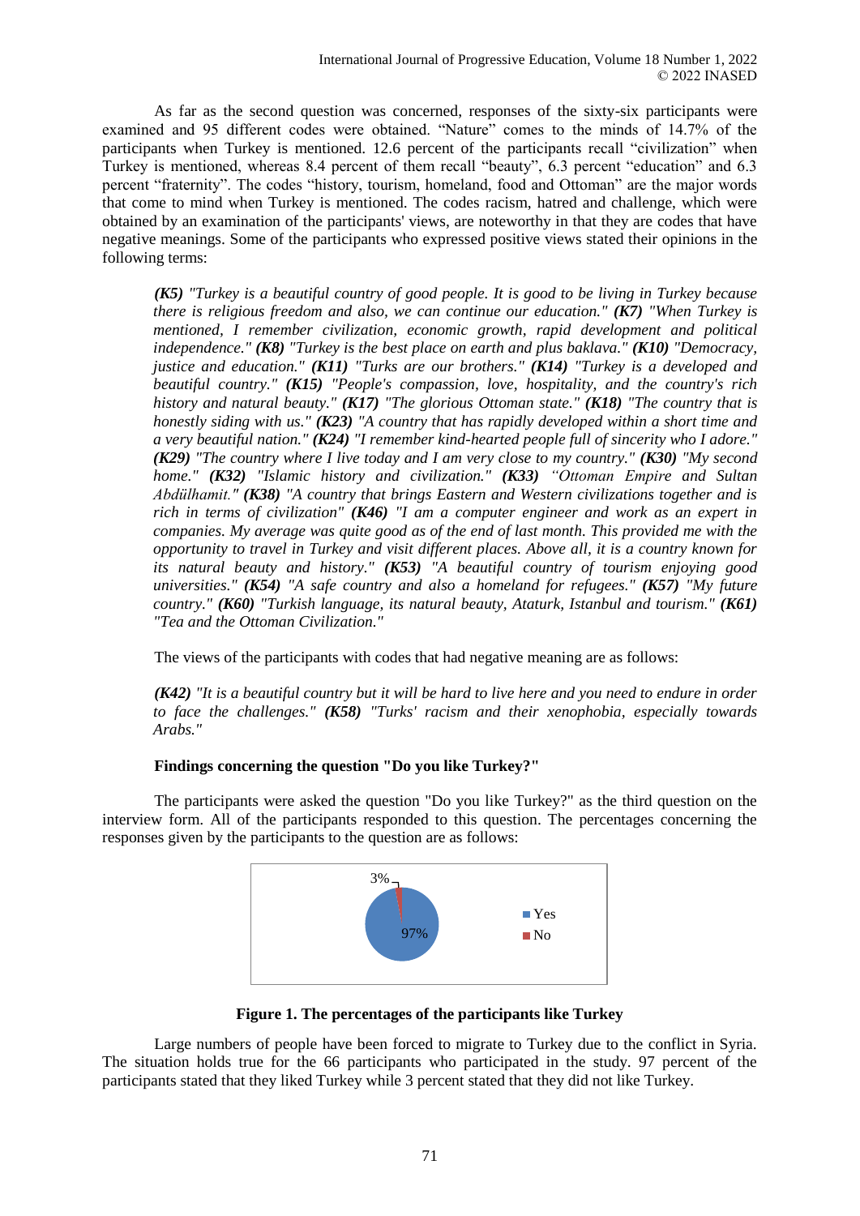As far as the second question was concerned, responses of the sixty-six participants were examined and 95 different codes were obtained. “Nature” comes to the minds of 14.7% of the participants when Turkey is mentioned. 12.6 percent of the participants recall “civilization” when Turkey is mentioned, whereas 8.4 percent of them recall “beauty”, 6.3 percent “education” and 6.3 percent “fraternity”. The codes “history, tourism, homeland, food and Ottoman” are the major words that come to mind when Turkey is mentioned. The codes racism, hatred and challenge, which were obtained by an examination of the participants' views, are noteworthy in that they are codes that have negative meanings. Some of the participants who expressed positive views stated their opinions in the following terms:

> ***(K5)*** *"Turkey is a beautiful country of good people. It is good to be living in Turkey because there is religious freedom and also, we can continue our education."* ***(K7)*** *"When Turkey is mentioned, I remember civilization, economic growth, rapid development and political independence."* ***(K8)*** *"Turkey is the best place on earth and plus baklava."* ***(K10)*** *"Democracy, justice and education."* ***(K11)*** *"Turks are our brothers."* ***(K14)*** *"Turkey is a developed and beautiful country."* ***(K15)*** *"People's compassion, love, hospitality, and the country's rich history and natural beauty."* ***(K17)*** *"The glorious Ottoman state."* ***(K18)*** *"The country that is honestly siding with us."* ***(K23)*** *"A country that has rapidly developed within a short time and a very beautiful nation."* ***(K24)*** *"I remember kind-hearted people full of sincerity who I adore."* ***(K29)*** *"The country where I live today and I am very close to my country."* ***(K30)*** *"My second home."* ***(K32)*** *"Islamic history and civilization."* ***(K33)*** *"Ottoman Empire and Sultan Abdülhamit."* ***(K38)*** *"A country that brings Eastern and Western civilizations together and is rich in terms of civilization"* ***(K46)*** *"I am a computer engineer and work as an expert in companies. My average was quite good as of the end of last month. This provided me with the opportunity to travel in Turkey and visit different places. Above all, it is a country known for its natural beauty and history."* ***(K53)*** *"A beautiful country of tourism enjoying good universities."* ***(K54)*** *"A safe country and also a homeland for refugees."* ***(K57)*** *"My future country."* ***(K60)*** *"Turkish language, its natural beauty, Ataturk, Istanbul and tourism."* ***(K61)*** *"Tea and the Ottoman Civilization."*

The views of the participants with codes that had negative meaning are as follows:

> ***(K42)*** *"It is a beautiful country but it will be hard to live here and you need to endure in order to face the challenges."* ***(K58)*** *"Turks' racism and their xenophobia, especially towards Arabs."*

### Findings concerning the question "Do you like Turkey?"

The participants were asked the question "Do you like Turkey?" as the third question on the interview form. All of the participants responded to this question. The percentages concerning the responses given by the participants to the question are as follows:

| Response | Percentage |
|---|---|
| Yes | 97% |
| No | 3% |

**Figure 1. The percentages of the participants like Turkey**

Large numbers of people have been forced to migrate to Turkey due to the conflict in Syria. The situation holds true for the 66 participants who participated in the study. 97 percent of the participants stated that they liked Turkey while 3 percent stated that they did not like Turkey.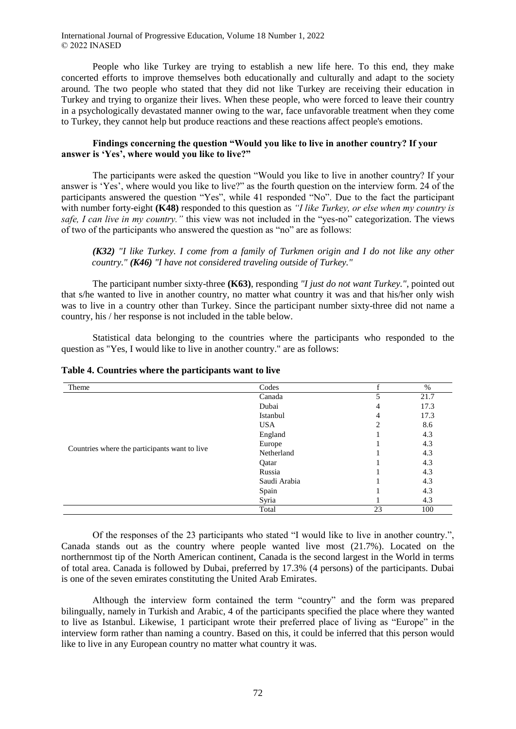People who like Turkey are trying to establish a new life here. To this end, they make concerted efforts to improve themselves both educationally and culturally and adapt to the society around. The two people who stated that they did not like Turkey are receiving their education in Turkey and trying to organize their lives. When these people, who were forced to leave their country in a psychologically devastated manner owing to the war, face unfavorable treatment when they come to Turkey, they cannot help but produce reactions and these reactions affect people's emotions.

### Findings concerning the question "Would you like to live in another country? If your answer is 'Yes', where would you like to live?"

The participants were asked the question "Would you like to live in another country? If your answer is 'Yes', where would you like to live?" as the fourth question on the interview form. 24 of the participants answered the question "Yes", while 41 responded "No". Due to the fact the participant with number forty-eight **(K48)** responded to this question as *"I like Turkey, or else when my country is safe, I can live in my country."* this view was not included in the "yes-no" categorization. The views of two of the participants who answered the question as "no" are as follows:

> ***(K32)*** *"I like Turkey. I come from a family of Turkmen origin and I do not like any other country."* ***(K46)*** *"I have not considered traveling outside of Turkey."*

The participant number sixty-three **(K63)**, responding *"I just do not want Turkey."*, pointed out that s/he wanted to live in another country, no matter what country it was and that his/her only wish was to live in a country other than Turkey. Since the participant number sixty-three did not name a country, his / her response is not included in the table below.

Statistical data belonging to the countries where the participants who responded to the question as "Yes, I would like to live in another country." are as follows:

**Table 4. Countries where the participants want to live**

| Theme | Codes | f | % |
|---|---|---|---|
| Countries where the participants want to live | Canada | 5 | 21.7 |
| | Dubai | 4 | 17.3 |
| | Istanbul | 4 | 17.3 |
| | USA | 2 | 8.6 |
| | England | 1 | 4.3 |
| | Europe | 1 | 4.3 |
| | Netherland | 1 | 4.3 |
| | Qatar | 1 | 4.3 |
| | Russia | 1 | 4.3 |
| | Saudi Arabia | 1 | 4.3 |
| | Spain | 1 | 4.3 |
| | Syria | 1 | 4.3 |
| | Total | 23 | 100 |

Of the responses of the 23 participants who stated "I would like to live in another country.", Canada stands out as the country where people wanted live most (21.7%). Located on the northernmost tip of the North American continent, Canada is the second largest in the World in terms of total area. Canada is followed by Dubai, preferred by 17.3% (4 persons) of the participants. Dubai is one of the seven emirates constituting the United Arab Emirates.

Although the interview form contained the term "country" and the form was prepared bilingually, namely in Turkish and Arabic, 4 of the participants specified the place where they wanted to live as Istanbul. Likewise, 1 participant wrote their preferred place of living as "Europe" in the interview form rather than naming a country. Based on this, it could be inferred that this person would like to live in any European country no matter what country it was.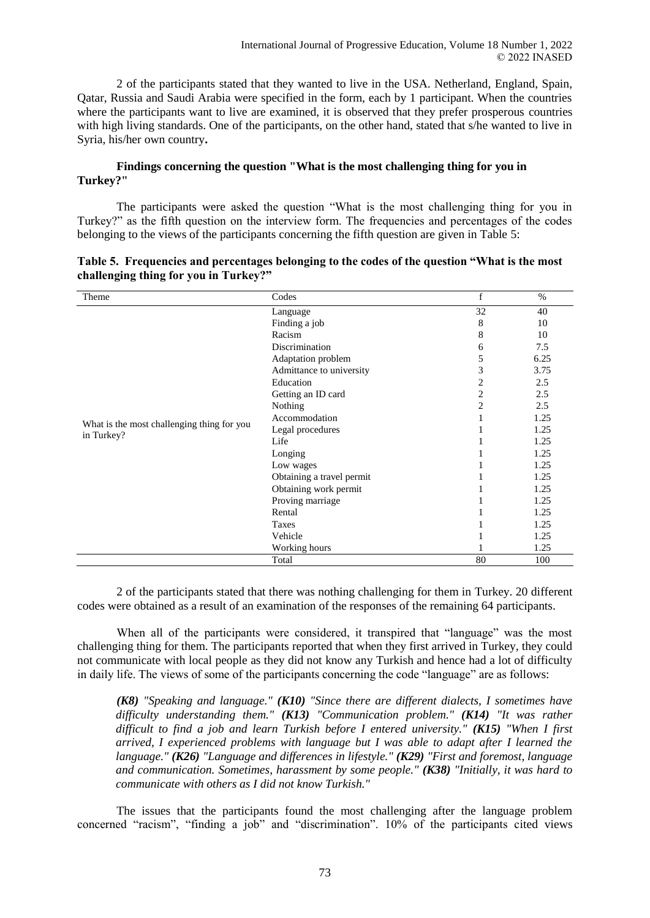2 of the participants stated that they wanted to live in the USA. Netherland, England, Spain, Qatar, Russia and Saudi Arabia were specified in the form, each by 1 participant. When the countries where the participants want to live are examined, it is observed that they prefer prosperous countries with high living standards. One of the participants, on the other hand, stated that s/he wanted to live in Syria, his/her own country**.**

### Findings concerning the question "What is the most challenging thing for you in Turkey?"

The participants were asked the question "What is the most challenging thing for you in Turkey?" as the fifth question on the interview form. The frequencies and percentages of the codes belonging to the views of the participants concerning the fifth question are given in Table 5:

**Table 5. Frequencies and percentages belonging to the codes of the question "What is the most challenging thing for you in Turkey?"**

| Theme | Codes | f | % |
|---|---|---|---|
| What is the most challenging thing for you in Turkey? | Language | 32 | 40 |
| | Finding a job | 8 | 10 |
| | Racism | 8 | 10 |
| | Discrimination | 6 | 7.5 |
| | Adaptation problem | 5 | 6.25 |
| | Admittance to university | 3 | 3.75 |
| | Education | 2 | 2.5 |
| | Getting an ID card | 2 | 2.5 |
| | Nothing | 2 | 2.5 |
| | Accommodation | 1 | 1.25 |
| | Legal procedures | 1 | 1.25 |
| | Life | 1 | 1.25 |
| | Longing | 1 | 1.25 |
| | Low wages | 1 | 1.25 |
| | Obtaining a travel permit | 1 | 1.25 |
| | Obtaining work permit | 1 | 1.25 |
| | Proving marriage | 1 | 1.25 |
| | Rental | 1 | 1.25 |
| | Taxes | 1 | 1.25 |
| | Vehicle | 1 | 1.25 |
| | Working hours | 1 | 1.25 |
| | Total | 80 | 100 |

2 of the participants stated that there was nothing challenging for them in Turkey. 20 different codes were obtained as a result of an examination of the responses of the remaining 64 participants.

When all of the participants were considered, it transpired that "language" was the most challenging thing for them. The participants reported that when they first arrived in Turkey, they could not communicate with local people as they did not know any Turkish and hence had a lot of difficulty in daily life. The views of some of the participants concerning the code "language" are as follows:

> ***(K8)*** *"Speaking and language."* ***(K10)*** *"Since there are different dialects, I sometimes have difficulty understanding them."* ***(K13)*** *"Communication problem."* ***(K14)*** *"It was rather difficult to find a job and learn Turkish before I entered university."* ***(K15)*** *"When I first arrived, I experienced problems with language but I was able to adapt after I learned the language."* ***(K26)*** *"Language and differences in lifestyle."* ***(K29)*** *"First and foremost, language and communication. Sometimes, harassment by some people."* ***(K38)*** *"Initially, it was hard to communicate with others as I did not know Turkish."*

The issues that the participants found the most challenging after the language problem concerned "racism", "finding a job" and "discrimination". 10% of the participants cited views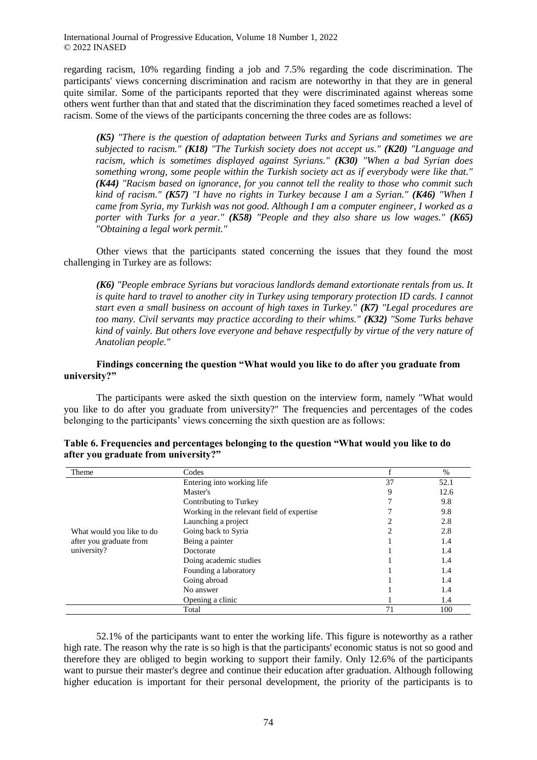regarding racism, 10% regarding finding a job and 7.5% regarding the code discrimination. The participants' views concerning discrimination and racism are noteworthy in that they are in general quite similar. Some of the participants reported that they were discriminated against whereas some others went further than that and stated that the discrimination they faced sometimes reached a level of racism. Some of the views of the participants concerning the three codes are as follows:

> ***(K5)*** *"There is the question of adaptation between Turks and Syrians and sometimes we are subjected to racism."* ***(K18)*** *"The Turkish society does not accept us."* ***(K20)*** *"Language and racism, which is sometimes displayed against Syrians."* ***(K30)*** *"When a bad Syrian does something wrong, some people within the Turkish society act as if everybody were like that."* ***(K44)*** *"Racism based on ignorance, for you cannot tell the reality to those who commit such kind of racism."* ***(K57)*** *"I have no rights in Turkey because I am a Syrian."* ***(K46)*** *"When I came from Syria, my Turkish was not good. Although I am a computer engineer, I worked as a porter with Turks for a year."* ***(K58)*** *"People and they also share us low wages."* ***(K65)*** *"Obtaining a legal work permit."*

Other views that the participants stated concerning the issues that they found the most challenging in Turkey are as follows:

> ***(K6)*** *"People embrace Syrians but voracious landlords demand extortionate rentals from us. It is quite hard to travel to another city in Turkey using temporary protection ID cards. I cannot start even a small business on account of high taxes in Turkey."* ***(K7)*** *"Legal procedures are too many. Civil servants may practice according to their whims."* ***(K32)*** *"Some Turks behave kind of vainly. But others love everyone and behave respectfully by virtue of the very nature of Anatolian people."*

**Findings concerning the question "What would you like to do after you graduate from university?"**

The participants were asked the sixth question on the interview form, namely "What would you like to do after you graduate from university?" The frequencies and percentages of the codes belonging to the participants' views concerning the sixth question are as follows:

**Table 6. Frequencies and percentages belonging to the question "What would you like to do after you graduate from university?"**

| Theme | Codes | f | % |
|---|---|---|---|
| What would you like to do after you graduate from university? | Entering into working life | 37 | 52.1 |
| | Master's | 9 | 12.6 |
| | Contributing to Turkey | 7 | 9.8 |
| | Working in the relevant field of expertise | 7 | 9.8 |
| | Launching a project | 2 | 2.8 |
| | Going back to Syria | 2 | 2.8 |
| | Being a painter | 1 | 1.4 |
| | Doctorate | 1 | 1.4 |
| | Doing academic studies | 1 | 1.4 |
| | Founding a laboratory | 1 | 1.4 |
| | Going abroad | 1 | 1.4 |
| | No answer | 1 | 1.4 |
| | Opening a clinic | 1 | 1.4 |
| | Total | 71 | 100 |

52.1% of the participants want to enter the working life. This figure is noteworthy as a rather high rate. The reason why the rate is so high is that the participants' economic status is not so good and therefore they are obliged to begin working to support their family. Only 12.6% of the participants want to pursue their master's degree and continue their education after graduation. Although following higher education is important for their personal development, the priority of the participants is to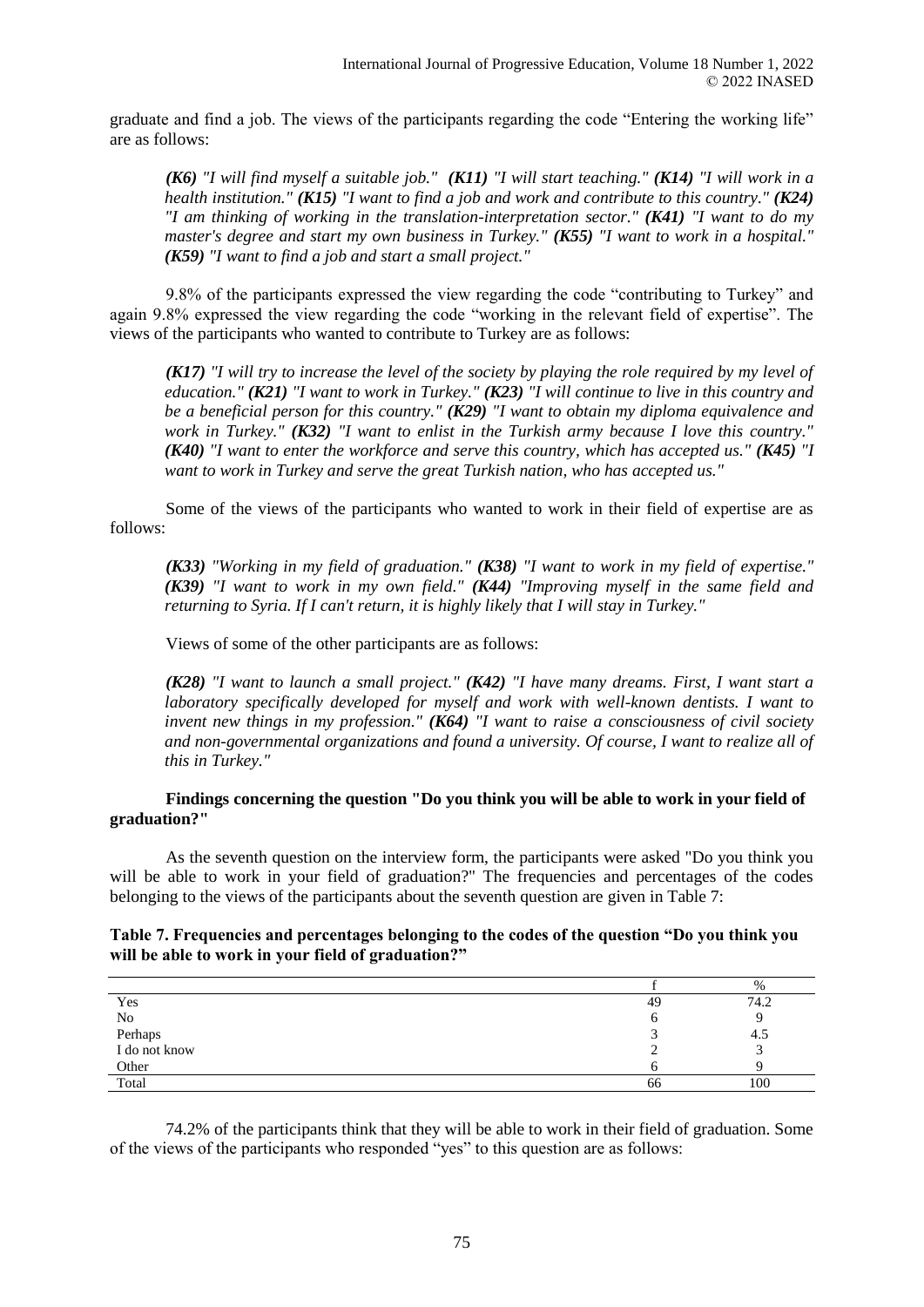graduate and find a job. The views of the participants regarding the code "Entering the working life" are as follows:

> ***(K6)*** *"I will find myself a suitable job."* ***(K11)*** *"I will start teaching."* ***(K14)*** *"I will work in a health institution."* ***(K15)*** *"I want to find a job and work and contribute to this country."* ***(K24)*** *"I am thinking of working in the translation-interpretation sector."* ***(K41)*** *"I want to do my master's degree and start my own business in Turkey."* ***(K55)*** *"I want to work in a hospital."* ***(K59)*** *"I want to find a job and start a small project."*

9.8% of the participants expressed the view regarding the code "contributing to Turkey" and again 9.8% expressed the view regarding the code "working in the relevant field of expertise". The views of the participants who wanted to contribute to Turkey are as follows:

> ***(K17)*** *"I will try to increase the level of the society by playing the role required by my level of education."* ***(K21)*** *"I want to work in Turkey."* ***(K23)*** *"I will continue to live in this country and be a beneficial person for this country."* ***(K29)*** *"I want to obtain my diploma equivalence and work in Turkey."* ***(K32)*** *"I want to enlist in the Turkish army because I love this country."* ***(K40)*** *"I want to enter the workforce and serve this country, which has accepted us."* ***(K45)*** *"I want to work in Turkey and serve the great Turkish nation, who has accepted us."*

Some of the views of the participants who wanted to work in their field of expertise are as follows:

> ***(K33)*** *"Working in my field of graduation."* ***(K38)*** *"I want to work in my field of expertise."* ***(K39)*** *"I want to work in my own field."* ***(K44)*** *"Improving myself in the same field and returning to Syria. If I can't return, it is highly likely that I will stay in Turkey."*

Views of some of the other participants are as follows:

> ***(K28)*** *"I want to launch a small project."* ***(K42)*** *"I have many dreams. First, I want start a laboratory specifically developed for myself and work with well-known dentists. I want to invent new things in my profession."* ***(K64)*** *"I want to raise a consciousness of civil society and non-governmental organizations and found a university. Of course, I want to realize all of this in Turkey."*

**Findings concerning the question "Do you think you will be able to work in your field of graduation?"**

As the seventh question on the interview form, the participants were asked "Do you think you will be able to work in your field of graduation?" The frequencies and percentages of the codes belonging to the views of the participants about the seventh question are given in Table 7:

**Table 7. Frequencies and percentages belonging to the codes of the question "Do you think you will be able to work in your field of graduation?"**

| | f | % |
|---|---|---|
| Yes | 49 | 74.2 |
| No | 6 | 9 |
| Perhaps | 3 | 4.5 |
| I do not know | 2 | 3 |
| Other | 6 | 9 |
| Total | 66 | 100 |

74.2% of the participants think that they will be able to work in their field of graduation. Some of the views of the participants who responded "yes" to this question are as follows: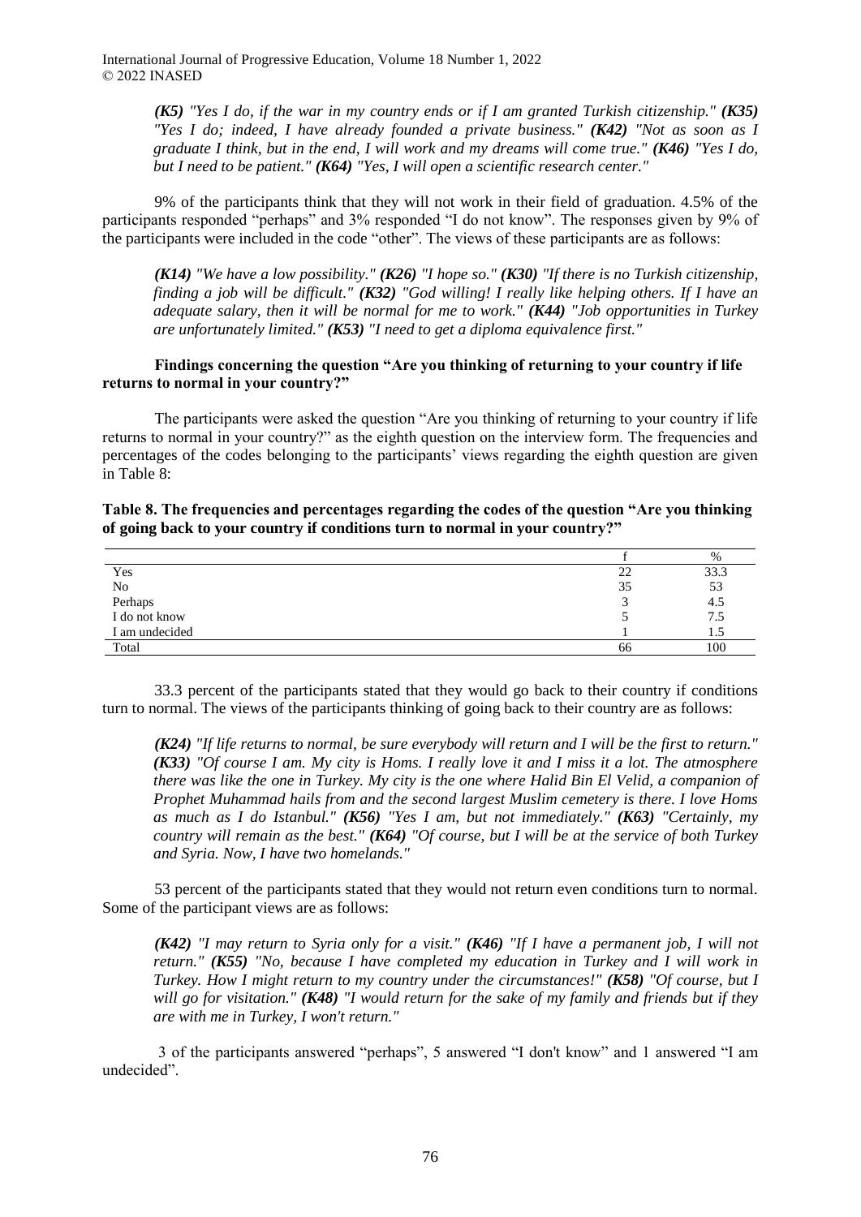*(K5) "Yes I do, if the war in my country ends or if I am granted Turkish citizenship." (K35) "Yes I do; indeed, I have already founded a private business." (K42) "Not as soon as I graduate I think, but in the end, I will work and my dreams will come true." (K46) "Yes I do, but I need to be patient." (K64) "Yes, I will open a scientific research center."*

9% of the participants think that they will not work in their field of graduation. 4.5% of the participants responded "perhaps" and 3% responded "I do not know". The responses given by 9% of the participants were included in the code "other". The views of these participants are as follows:

*(K14) "We have a low possibility." (K26) "I hope so." (K30) "If there is no Turkish citizenship, finding a job will be difficult." (K32) "God willing! I really like helping others. If I have an adequate salary, then it will be normal for me to work." (K44) "Job opportunities in Turkey are unfortunately limited." (K53) "I need to get a diploma equivalence first."*

**Findings concerning the question "Are you thinking of returning to your country if life returns to normal in your country?"**

The participants were asked the question "Are you thinking of returning to your country if life returns to normal in your country?" as the eighth question on the interview form. The frequencies and percentages of the codes belonging to the participants' views regarding the eighth question are given in Table 8:

**Table 8. The frequencies and percentages regarding the codes of the question "Are you thinking of going back to your country if conditions turn to normal in your country?"**

| | f | % |
|---|---|---|
| Yes | 22 | 33.3 |
| No | 35 | 53 |
| Perhaps | 3 | 4.5 |
| I do not know | 5 | 7.5 |
| I am undecided | 1 | 1.5 |
| Total | 66 | 100 |

33.3 percent of the participants stated that they would go back to their country if conditions turn to normal. The views of the participants thinking of going back to their country are as follows:

*(K24) "If life returns to normal, be sure everybody will return and I will be the first to return." (K33) "Of course I am. My city is Homs. I really love it and I miss it a lot. The atmosphere there was like the one in Turkey. My city is the one where Halid Bin El Velid, a companion of Prophet Muhammad hails from and the second largest Muslim cemetery is there. I love Homs as much as I do Istanbul." (K56) "Yes I am, but not immediately." (K63) "Certainly, my country will remain as the best." (K64) "Of course, but I will be at the service of both Turkey and Syria. Now, I have two homelands."*

53 percent of the participants stated that they would not return even conditions turn to normal. Some of the participant views are as follows:

*(K42) "I may return to Syria only for a visit." (K46) "If I have a permanent job, I will not return." (K55) "No, because I have completed my education in Turkey and I will work in Turkey. How I might return to my country under the circumstances!" (K58) "Of course, but I will go for visitation." (K48) "I would return for the sake of my family and friends but if they are with me in Turkey, I won't return."*

3 of the participants answered "perhaps", 5 answered "I don't know" and 1 answered "I am undecided".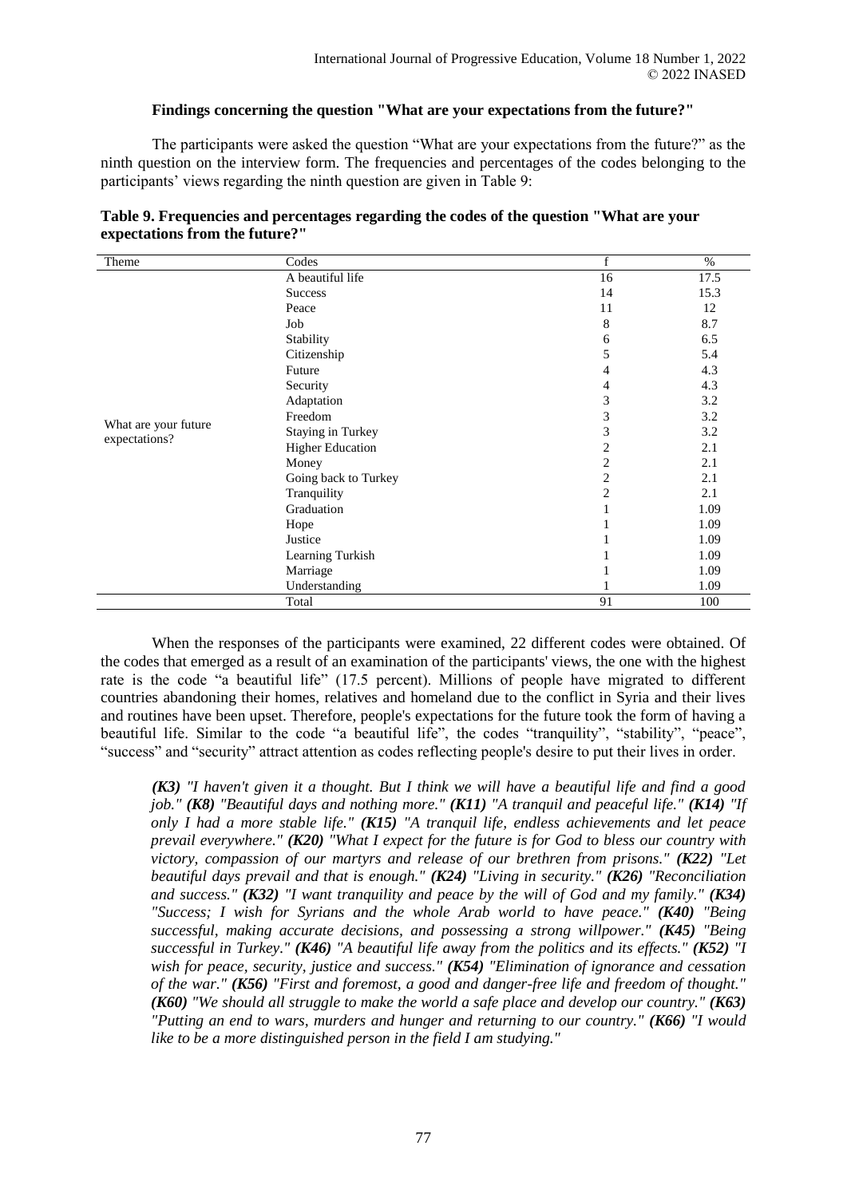### Findings concerning the question "What are your expectations from the future?"

The participants were asked the question "What are your expectations from the future?" as the ninth question on the interview form. The frequencies and percentages of the codes belonging to the participants' views regarding the ninth question are given in Table 9:

**Table 9. Frequencies and percentages regarding the codes of the question "What are your expectations from the future?"**

| Theme | Codes | f | % |
|---|---|---|---|
| What are your future expectations? | A beautiful life | 16 | 17.5 |
| | Success | 14 | 15.3 |
| | Peace | 11 | 12 |
| | Job | 8 | 8.7 |
| | Stability | 6 | 6.5 |
| | Citizenship | 5 | 5.4 |
| | Future | 4 | 4.3 |
| | Security | 4 | 4.3 |
| | Adaptation | 3 | 3.2 |
| | Freedom | 3 | 3.2 |
| | Staying in Turkey | 3 | 3.2 |
| | Higher Education | 2 | 2.1 |
| | Money | 2 | 2.1 |
| | Going back to Turkey | 2 | 2.1 |
| | Tranquility | 2 | 2.1 |
| | Graduation | 1 | 1.09 |
| | Hope | 1 | 1.09 |
| | Justice | 1 | 1.09 |
| | Learning Turkish | 1 | 1.09 |
| | Marriage | 1 | 1.09 |
| | Understanding | 1 | 1.09 |
| | Total | 91 | 100 |

When the responses of the participants were examined, 22 different codes were obtained. Of the codes that emerged as a result of an examination of the participants' views, the one with the highest rate is the code "a beautiful life" (17.5 percent). Millions of people have migrated to different countries abandoning their homes, relatives and homeland due to the conflict in Syria and their lives and routines have been upset. Therefore, people's expectations for the future took the form of having a beautiful life. Similar to the code "a beautiful life", the codes "tranquility", "stability", "peace", "success" and "security" attract attention as codes reflecting people's desire to put their lives in order.

> ***(K3)*** *"I haven't given it a thought. But I think we will have a beautiful life and find a good job."* ***(K8)*** *"Beautiful days and nothing more."* ***(K11)*** *"A tranquil and peaceful life."* ***(K14)*** *"If only I had a more stable life."* ***(K15)*** *"A tranquil life, endless achievements and let peace prevail everywhere."* ***(K20)*** *"What I expect for the future is for God to bless our country with victory, compassion of our martyrs and release of our brethren from prisons."* ***(K22)*** *"Let beautiful days prevail and that is enough."* ***(K24)*** *"Living in security."* ***(K26)*** *"Reconciliation and success."* ***(K32)*** *"I want tranquility and peace by the will of God and my family."* ***(K34)*** *"Success; I wish for Syrians and the whole Arab world to have peace."* ***(K40)*** *"Being successful, making accurate decisions, and possessing a strong willpower."* ***(K45)*** *"Being successful in Turkey."* ***(K46)*** *"A beautiful life away from the politics and its effects."* ***(K52)*** *"I wish for peace, security, justice and success."* ***(K54)*** *"Elimination of ignorance and cessation of the war."* ***(K56)*** *"First and foremost, a good and danger-free life and freedom of thought."* ***(K60)*** *"We should all struggle to make the world a safe place and develop our country."* ***(K63)*** *"Putting an end to wars, murders and hunger and returning to our country."* ***(K66)*** *"I would like to be a more distinguished person in the field I am studying."*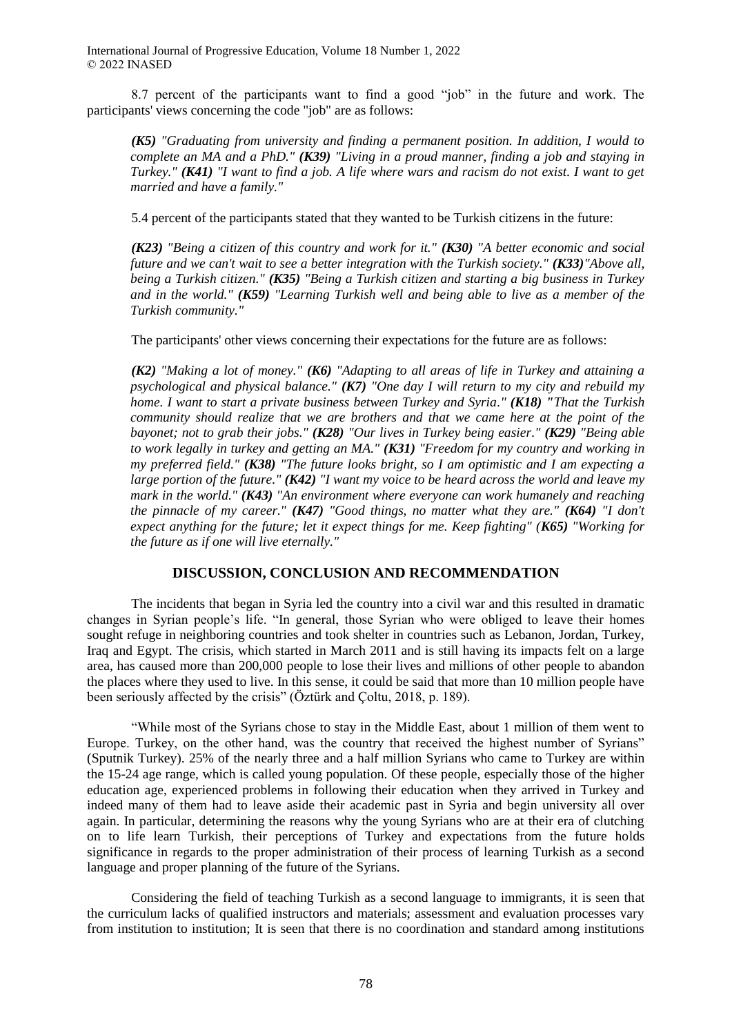8.7 percent of the participants want to find a good "job" in the future and work. The participants' views concerning the code "job" are as follows:

> ***(K5)*** *"Graduating from university and finding a permanent position. In addition, I would to complete an MA and a PhD."* ***(K39)*** *"Living in a proud manner, finding a job and staying in Turkey."* ***(K41)*** *"I want to find a job. A life where wars and racism do not exist. I want to get married and have a family."*

5.4 percent of the participants stated that they wanted to be Turkish citizens in the future:

> ***(K23)*** *"Being a citizen of this country and work for it."* ***(K30)*** *"A better economic and social future and we can't wait to see a better integration with the Turkish society."* ***(K33)****"Above all, being a Turkish citizen."* ***(K35)*** *"Being a Turkish citizen and starting a big business in Turkey and in the world."* ***(K59)*** *"Learning Turkish well and being able to live as a member of the Turkish community."*

The participants' other views concerning their expectations for the future are as follows:

> ***(K2)*** *"Making a lot of money."* ***(K6)*** *"Adapting to all areas of life in Turkey and attaining a psychological and physical balance."* ***(K7)*** *"One day I will return to my city and rebuild my home. I want to start a private business between Turkey and Syria."* ***(K18)*** *"That the Turkish community should realize that we are brothers and that we came here at the point of the bayonet; not to grab their jobs."* ***(K28)*** *"Our lives in Turkey being easier."* ***(K29)*** *"Being able to work legally in turkey and getting an MA."* ***(K31)*** *"Freedom for my country and working in my preferred field."* ***(K38)*** *"The future looks bright, so I am optimistic and I am expecting a large portion of the future."* ***(K42)*** *"I want my voice to be heard across the world and leave my mark in the world."* ***(K43)*** *"An environment where everyone can work humanely and reaching the pinnacle of my career."* ***(K47)*** *"Good things, no matter what they are."* ***(K64)*** *"I don't expect anything for the future; let it expect things for me. Keep fighting"* (***K65)*** *"Working for the future as if one will live eternally."*

## DISCUSSION, CONCLUSION AND RECOMMENDATION

The incidents that began in Syria led the country into a civil war and this resulted in dramatic changes in Syrian people's life. "In general, those Syrian who were obliged to leave their homes sought refuge in neighboring countries and took shelter in countries such as Lebanon, Jordan, Turkey, Iraq and Egypt. The crisis, which started in March 2011 and is still having its impacts felt on a large area, has caused more than 200,000 people to lose their lives and millions of other people to abandon the places where they used to live. In this sense, it could be said that more than 10 million people have been seriously affected by the crisis" (Öztürk and Çoltu, 2018, p. 189).

"While most of the Syrians chose to stay in the Middle East, about 1 million of them went to Europe. Turkey, on the other hand, was the country that received the highest number of Syrians" (Sputnik Turkey). 25% of the nearly three and a half million Syrians who came to Turkey are within the 15-24 age range, which is called young population. Of these people, especially those of the higher education age, experienced problems in following their education when they arrived in Turkey and indeed many of them had to leave aside their academic past in Syria and begin university all over again. In particular, determining the reasons why the young Syrians who are at their era of clutching on to life learn Turkish, their perceptions of Turkey and expectations from the future holds significance in regards to the proper administration of their process of learning Turkish as a second language and proper planning of the future of the Syrians.

Considering the field of teaching Turkish as a second language to immigrants, it is seen that the curriculum lacks of qualified instructors and materials; assessment and evaluation processes vary from institution to institution; It is seen that there is no coordination and standard among institutions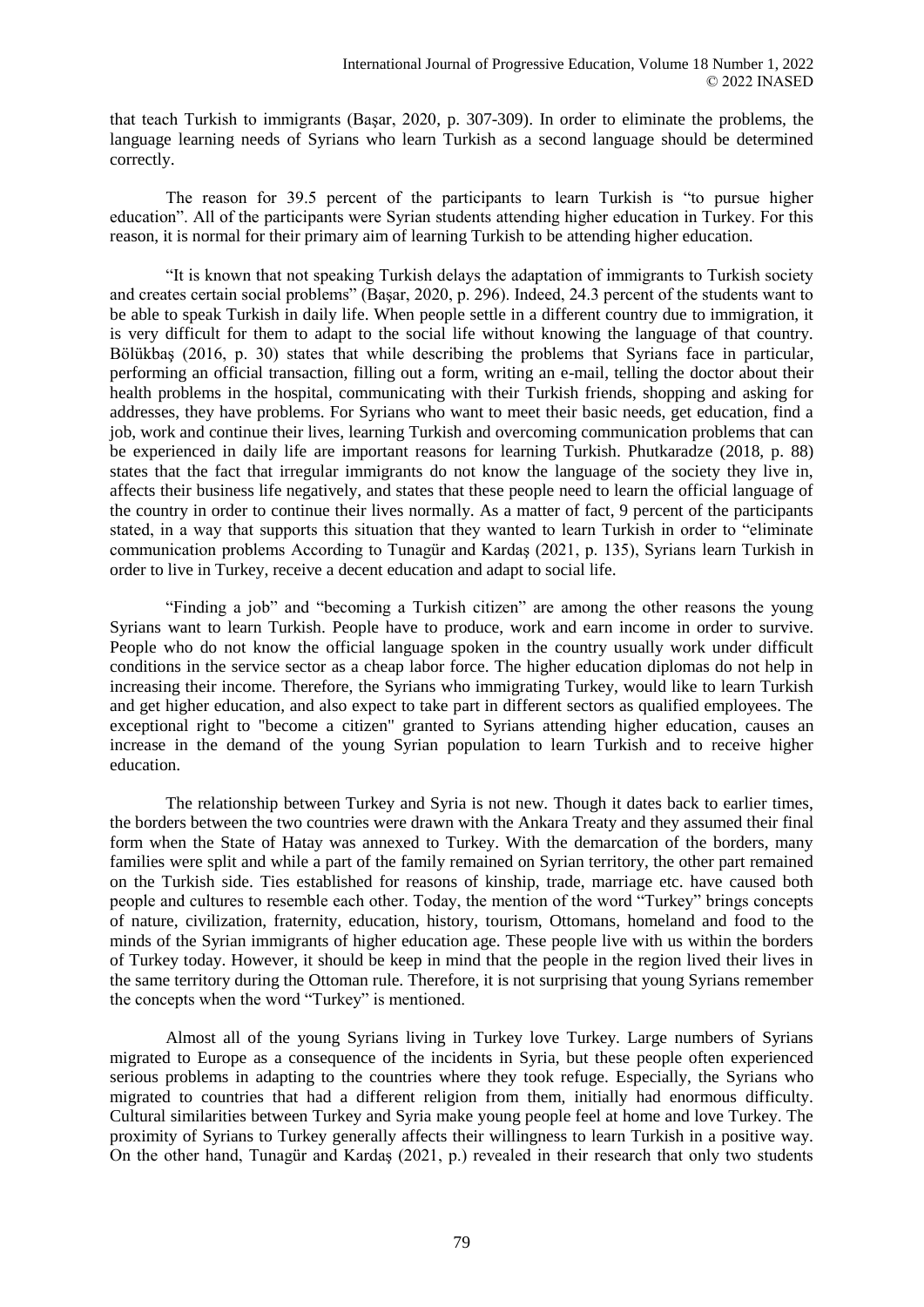that teach Turkish to immigrants (Başar, 2020, p. 307-309). In order to eliminate the problems, the language learning needs of Syrians who learn Turkish as a second language should be determined correctly.

The reason for 39.5 percent of the participants to learn Turkish is “to pursue higher education”. All of the participants were Syrian students attending higher education in Turkey. For this reason, it is normal for their primary aim of learning Turkish to be attending higher education.

“It is known that not speaking Turkish delays the adaptation of immigrants to Turkish society and creates certain social problems” (Başar, 2020, p. 296). Indeed, 24.3 percent of the students want to be able to speak Turkish in daily life. When people settle in a different country due to immigration, it is very difficult for them to adapt to the social life without knowing the language of that country. Bölükbaş (2016, p. 30) states that while describing the problems that Syrians face in particular, performing an official transaction, filling out a form, writing an e-mail, telling the doctor about their health problems in the hospital, communicating with their Turkish friends, shopping and asking for addresses, they have problems. For Syrians who want to meet their basic needs, get education, find a job, work and continue their lives, learning Turkish and overcoming communication problems that can be experienced in daily life are important reasons for learning Turkish. Phutkaradze (2018, p. 88) states that the fact that irregular immigrants do not know the language of the society they live in, affects their business life negatively, and states that these people need to learn the official language of the country in order to continue their lives normally. As a matter of fact, 9 percent of the participants stated, in a way that supports this situation that they wanted to learn Turkish in order to “eliminate communication problems According to Tunagür and Kardaş (2021, p. 135), Syrians learn Turkish in order to live in Turkey, receive a decent education and adapt to social life.

“Finding a job” and “becoming a Turkish citizen” are among the other reasons the young Syrians want to learn Turkish. People have to produce, work and earn income in order to survive. People who do not know the official language spoken in the country usually work under difficult conditions in the service sector as a cheap labor force. The higher education diplomas do not help in increasing their income. Therefore, the Syrians who immigrating Turkey, would like to learn Turkish and get higher education, and also expect to take part in different sectors as qualified employees. The exceptional right to "become a citizen" granted to Syrians attending higher education, causes an increase in the demand of the young Syrian population to learn Turkish and to receive higher education.

The relationship between Turkey and Syria is not new. Though it dates back to earlier times, the borders between the two countries were drawn with the Ankara Treaty and they assumed their final form when the State of Hatay was annexed to Turkey. With the demarcation of the borders, many families were split and while a part of the family remained on Syrian territory, the other part remained on the Turkish side. Ties established for reasons of kinship, trade, marriage etc. have caused both people and cultures to resemble each other. Today, the mention of the word “Turkey” brings concepts of nature, civilization, fraternity, education, history, tourism, Ottomans, homeland and food to the minds of the Syrian immigrants of higher education age. These people live with us within the borders of Turkey today. However, it should be keep in mind that the people in the region lived their lives in the same territory during the Ottoman rule. Therefore, it is not surprising that young Syrians remember the concepts when the word “Turkey” is mentioned.

Almost all of the young Syrians living in Turkey love Turkey. Large numbers of Syrians migrated to Europe as a consequence of the incidents in Syria, but these people often experienced serious problems in adapting to the countries where they took refuge. Especially, the Syrians who migrated to countries that had a different religion from them, initially had enormous difficulty. Cultural similarities between Turkey and Syria make young people feel at home and love Turkey. The proximity of Syrians to Turkey generally affects their willingness to learn Turkish in a positive way. On the other hand, Tunagür and Kardaş (2021, p.) revealed in their research that only two students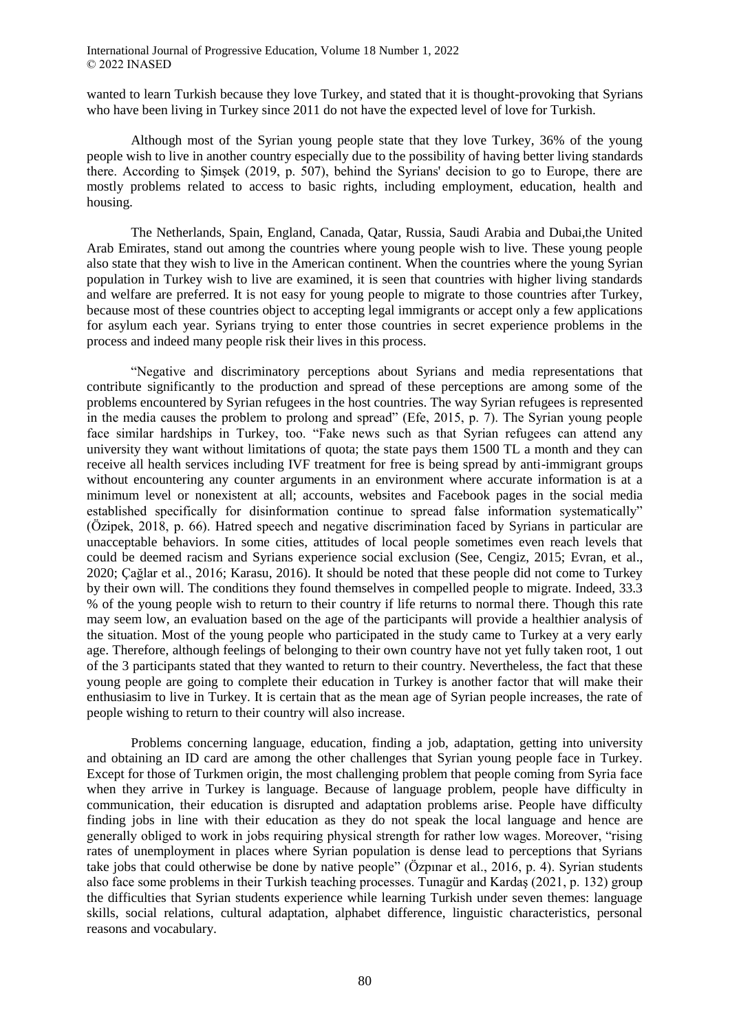wanted to learn Turkish because they love Turkey, and stated that it is thought-provoking that Syrians who have been living in Turkey since 2011 do not have the expected level of love for Turkish.

Although most of the Syrian young people state that they love Turkey, 36% of the young people wish to live in another country especially due to the possibility of having better living standards there. According to Şimşek (2019, p. 507), behind the Syrians' decision to go to Europe, there are mostly problems related to access to basic rights, including employment, education, health and housing.

The Netherlands, Spain, England, Canada, Qatar, Russia, Saudi Arabia and Dubai,the United Arab Emirates, stand out among the countries where young people wish to live. These young people also state that they wish to live in the American continent. When the countries where the young Syrian population in Turkey wish to live are examined, it is seen that countries with higher living standards and welfare are preferred. It is not easy for young people to migrate to those countries after Turkey, because most of these countries object to accepting legal immigrants or accept only a few applications for asylum each year. Syrians trying to enter those countries in secret experience problems in the process and indeed many people risk their lives in this process.

"Negative and discriminatory perceptions about Syrians and media representations that contribute significantly to the production and spread of these perceptions are among some of the problems encountered by Syrian refugees in the host countries. The way Syrian refugees is represented in the media causes the problem to prolong and spread" (Efe, 2015, p. 7). The Syrian young people face similar hardships in Turkey, too. "Fake news such as that Syrian refugees can attend any university they want without limitations of quota; the state pays them 1500 TL a month and they can receive all health services including IVF treatment for free is being spread by anti-immigrant groups without encountering any counter arguments in an environment where accurate information is at a minimum level or nonexistent at all; accounts, websites and Facebook pages in the social media established specifically for disinformation continue to spread false information systematically" (Özipek, 2018, p. 66). Hatred speech and negative discrimination faced by Syrians in particular are unacceptable behaviors. In some cities, attitudes of local people sometimes even reach levels that could be deemed racism and Syrians experience social exclusion (See, Cengiz, 2015; Evran, et al., 2020; Çağlar et al., 2016; Karasu, 2016). It should be noted that these people did not come to Turkey by their own will. The conditions they found themselves in compelled people to migrate. Indeed, 33.3 % of the young people wish to return to their country if life returns to normal there. Though this rate may seem low, an evaluation based on the age of the participants will provide a healthier analysis of the situation. Most of the young people who participated in the study came to Turkey at a very early age. Therefore, although feelings of belonging to their own country have not yet fully taken root, 1 out of the 3 participants stated that they wanted to return to their country. Nevertheless, the fact that these young people are going to complete their education in Turkey is another factor that will make their enthusiasim to live in Turkey. It is certain that as the mean age of Syrian people increases, the rate of people wishing to return to their country will also increase.

Problems concerning language, education, finding a job, adaptation, getting into university and obtaining an ID card are among the other challenges that Syrian young people face in Turkey. Except for those of Turkmen origin, the most challenging problem that people coming from Syria face when they arrive in Turkey is language. Because of language problem, people have difficulty in communication, their education is disrupted and adaptation problems arise. People have difficulty finding jobs in line with their education as they do not speak the local language and hence are generally obliged to work in jobs requiring physical strength for rather low wages. Moreover, "rising rates of unemployment in places where Syrian population is dense lead to perceptions that Syrians take jobs that could otherwise be done by native people" (Özpınar et al., 2016, p. 4). Syrian students also face some problems in their Turkish teaching processes. Tunagür and Kardaş (2021, p. 132) group the difficulties that Syrian students experience while learning Turkish under seven themes: language skills, social relations, cultural adaptation, alphabet difference, linguistic characteristics, personal reasons and vocabulary.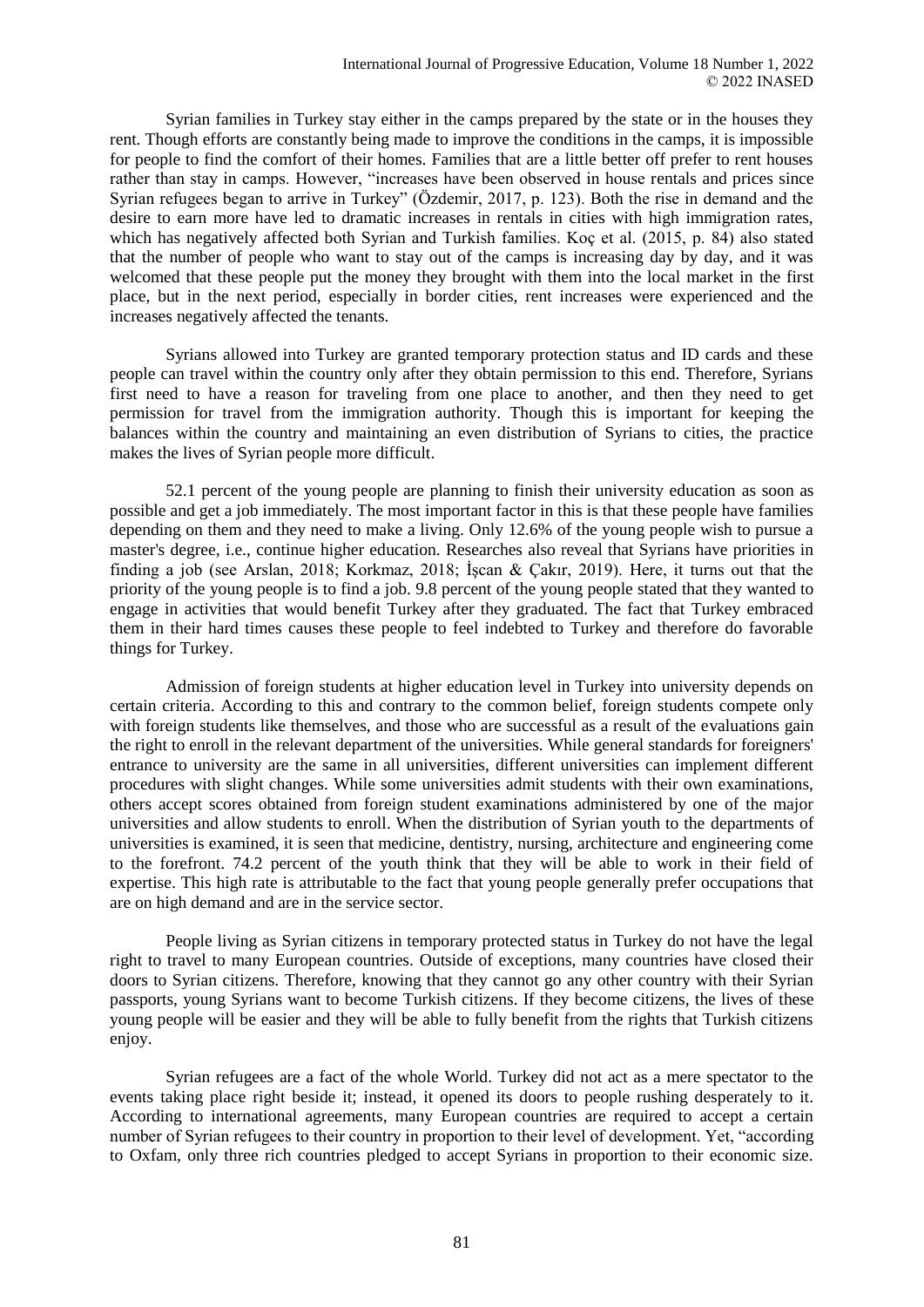Syrian families in Turkey stay either in the camps prepared by the state or in the houses they rent. Though efforts are constantly being made to improve the conditions in the camps, it is impossible for people to find the comfort of their homes. Families that are a little better off prefer to rent houses rather than stay in camps. However, "increases have been observed in house rentals and prices since Syrian refugees began to arrive in Turkey" (Özdemir, 2017, p. 123). Both the rise in demand and the desire to earn more have led to dramatic increases in rentals in cities with high immigration rates, which has negatively affected both Syrian and Turkish families. Koç et al. (2015, p. 84) also stated that the number of people who want to stay out of the camps is increasing day by day, and it was welcomed that these people put the money they brought with them into the local market in the first place, but in the next period, especially in border cities, rent increases were experienced and the increases negatively affected the tenants.

Syrians allowed into Turkey are granted temporary protection status and ID cards and these people can travel within the country only after they obtain permission to this end. Therefore, Syrians first need to have a reason for traveling from one place to another, and then they need to get permission for travel from the immigration authority. Though this is important for keeping the balances within the country and maintaining an even distribution of Syrians to cities, the practice makes the lives of Syrian people more difficult.

52.1 percent of the young people are planning to finish their university education as soon as possible and get a job immediately. The most important factor in this is that these people have families depending on them and they need to make a living. Only 12.6% of the young people wish to pursue a master's degree, i.e., continue higher education. Researches also reveal that Syrians have priorities in finding a job (see Arslan, 2018; Korkmaz, 2018; İşcan & Çakır, 2019). Here, it turns out that the priority of the young people is to find a job. 9.8 percent of the young people stated that they wanted to engage in activities that would benefit Turkey after they graduated. The fact that Turkey embraced them in their hard times causes these people to feel indebted to Turkey and therefore do favorable things for Turkey.

Admission of foreign students at higher education level in Turkey into university depends on certain criteria. According to this and contrary to the common belief, foreign students compete only with foreign students like themselves, and those who are successful as a result of the evaluations gain the right to enroll in the relevant department of the universities. While general standards for foreigners' entrance to university are the same in all universities, different universities can implement different procedures with slight changes. While some universities admit students with their own examinations, others accept scores obtained from foreign student examinations administered by one of the major universities and allow students to enroll. When the distribution of Syrian youth to the departments of universities is examined, it is seen that medicine, dentistry, nursing, architecture and engineering come to the forefront. 74.2 percent of the youth think that they will be able to work in their field of expertise. This high rate is attributable to the fact that young people generally prefer occupations that are on high demand and are in the service sector.

People living as Syrian citizens in temporary protected status in Turkey do not have the legal right to travel to many European countries. Outside of exceptions, many countries have closed their doors to Syrian citizens. Therefore, knowing that they cannot go any other country with their Syrian passports, young Syrians want to become Turkish citizens. If they become citizens, the lives of these young people will be easier and they will be able to fully benefit from the rights that Turkish citizens enjoy.

Syrian refugees are a fact of the whole World. Turkey did not act as a mere spectator to the events taking place right beside it; instead, it opened its doors to people rushing desperately to it. According to international agreements, many European countries are required to accept a certain number of Syrian refugees to their country in proportion to their level of development. Yet, "according to Oxfam, only three rich countries pledged to accept Syrians in proportion to their economic size.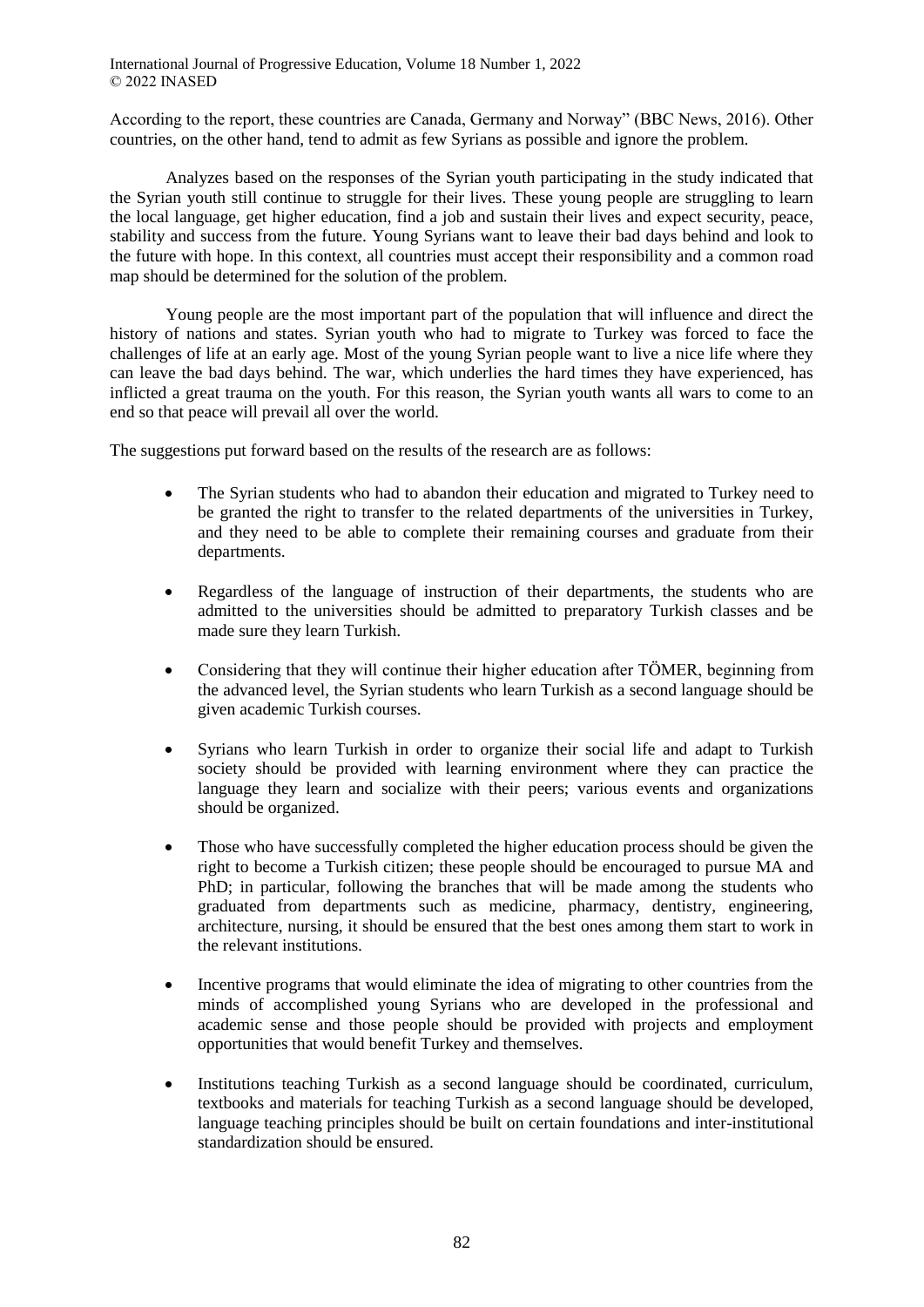According to the report, these countries are Canada, Germany and Norway" (BBC News, 2016). Other countries, on the other hand, tend to admit as few Syrians as possible and ignore the problem.

Analyzes based on the responses of the Syrian youth participating in the study indicated that the Syrian youth still continue to struggle for their lives. These young people are struggling to learn the local language, get higher education, find a job and sustain their lives and expect security, peace, stability and success from the future. Young Syrians want to leave their bad days behind and look to the future with hope. In this context, all countries must accept their responsibility and a common road map should be determined for the solution of the problem.

Young people are the most important part of the population that will influence and direct the history of nations and states. Syrian youth who had to migrate to Turkey was forced to face the challenges of life at an early age. Most of the young Syrian people want to live a nice life where they can leave the bad days behind. The war, which underlies the hard times they have experienced, has inflicted a great trauma on the youth. For this reason, the Syrian youth wants all wars to come to an end so that peace will prevail all over the world.

The suggestions put forward based on the results of the research are as follows:

- The Syrian students who had to abandon their education and migrated to Turkey need to be granted the right to transfer to the related departments of the universities in Turkey, and they need to be able to complete their remaining courses and graduate from their departments.
- Regardless of the language of instruction of their departments, the students who are admitted to the universities should be admitted to preparatory Turkish classes and be made sure they learn Turkish.
- Considering that they will continue their higher education after TÖMER, beginning from the advanced level, the Syrian students who learn Turkish as a second language should be given academic Turkish courses.
- Syrians who learn Turkish in order to organize their social life and adapt to Turkish society should be provided with learning environment where they can practice the language they learn and socialize with their peers; various events and organizations should be organized.
- Those who have successfully completed the higher education process should be given the right to become a Turkish citizen; these people should be encouraged to pursue MA and PhD; in particular, following the branches that will be made among the students who graduated from departments such as medicine, pharmacy, dentistry, engineering, architecture, nursing, it should be ensured that the best ones among them start to work in the relevant institutions.
- Incentive programs that would eliminate the idea of migrating to other countries from the minds of accomplished young Syrians who are developed in the professional and academic sense and those people should be provided with projects and employment opportunities that would benefit Turkey and themselves.
- Institutions teaching Turkish as a second language should be coordinated, curriculum, textbooks and materials for teaching Turkish as a second language should be developed, language teaching principles should be built on certain foundations and inter-institutional standardization should be ensured.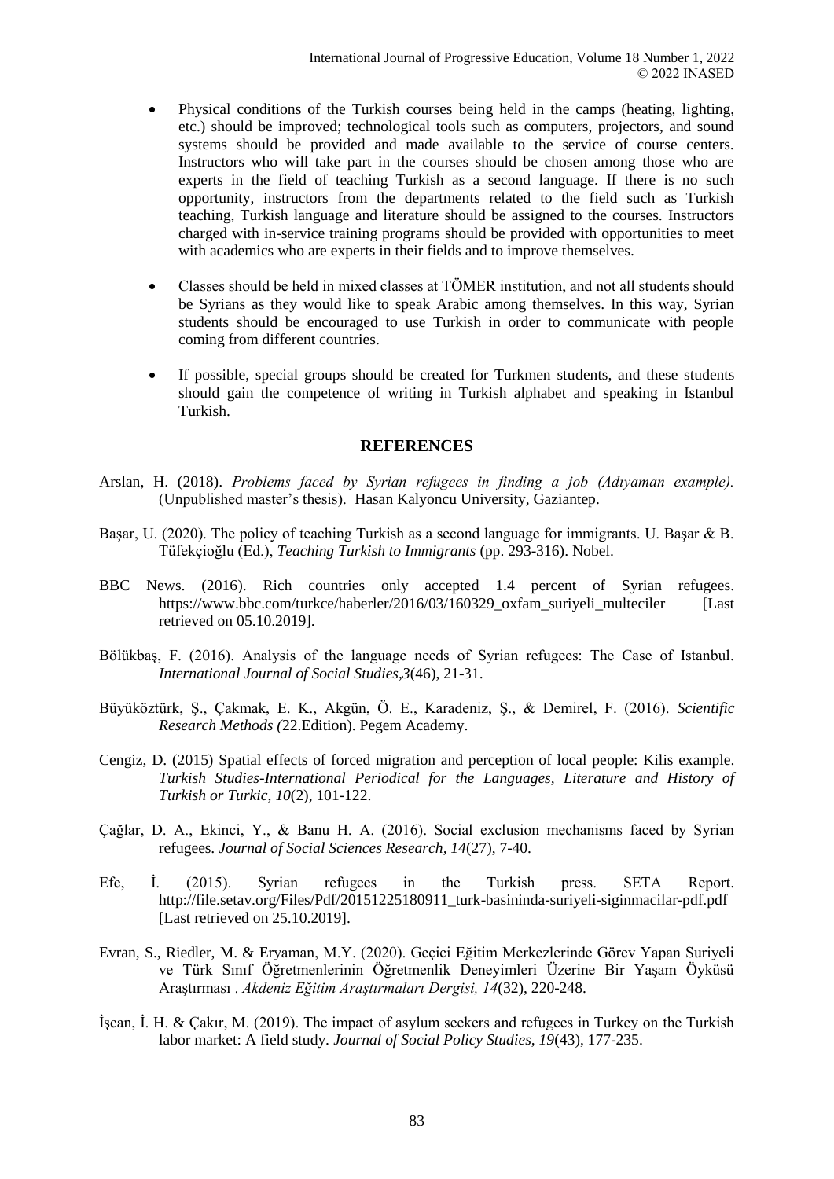- Physical conditions of the Turkish courses being held in the camps (heating, lighting, etc.) should be improved; technological tools such as computers, projectors, and sound systems should be provided and made available to the service of course centers. Instructors who will take part in the courses should be chosen among those who are experts in the field of teaching Turkish as a second language. If there is no such opportunity, instructors from the departments related to the field such as Turkish teaching, Turkish language and literature should be assigned to the courses. Instructors charged with in-service training programs should be provided with opportunities to meet with academics who are experts in their fields and to improve themselves.

- Classes should be held in mixed classes at TÖMER institution, and not all students should be Syrians as they would like to speak Arabic among themselves. In this way, Syrian students should be encouraged to use Turkish in order to communicate with people coming from different countries.

- If possible, special groups should be created for Turkmen students, and these students should gain the competence of writing in Turkish alphabet and speaking in Istanbul Turkish.

## REFERENCES

Arslan, H. (2018). *Problems faced by Syrian refugees in finding a job (Adıyaman example).* (Unpublished master's thesis). Hasan Kalyoncu University, Gaziantep.

Başar, U. (2020). The policy of teaching Turkish as a second language for immigrants. U. Başar & B. Tüfekçioğlu (Ed.), *Teaching Turkish to Immigrants* (pp. 293-316). Nobel.

BBC News. (2016). Rich countries only accepted 1.4 percent of Syrian refugees. https://www.bbc.com/turkce/haberler/2016/03/160329_oxfam_suriyeli_multeciler [Last retrieved on 05.10.2019].

Bölükbaş, F. (2016). Analysis of the language needs of Syrian refugees: The Case of Istanbul. *International Journal of Social Studies,3*(46), 21-31.

Büyüköztürk, Ş., Çakmak, E. K., Akgün, Ö. E., Karadeniz, Ş., & Demirel, F. (2016). *Scientific Research Methods (*22.Edition). Pegem Academy.

Cengiz, D. (2015) Spatial effects of forced migration and perception of local people: Kilis example. *Turkish Studies-International Periodical for the Languages, Literature and History of Turkish or Turkic*, *10*(2), 101-122.

Çağlar, D. A., Ekinci, Y., & Banu H. A. (2016). Social exclusion mechanisms faced by Syrian refugees. *Journal of Social Sciences Research, 14*(27), 7-40.

Efe, İ. (2015). Syrian refugees in the Turkish press. SETA Report. http://file.setav.org/Files/Pdf/20151225180911_turk-basininda-suriyeli-siginmacilar-pdf.pdf [Last retrieved on 25.10.2019].

Evran, S., Riedler, M. & Eryaman, M.Y. (2020). Geçici Eğitim Merkezlerinde Görev Yapan Suriyeli ve Türk Sınıf Öğretmenlerinin Öğretmenlik Deneyimleri Üzerine Bir Yaşam Öyküsü Araştırması . *Akdeniz Eğitim Araştırmaları Dergisi, 14*(32), 220-248.

İşcan, İ. H. & Çakır, M. (2019). The impact of asylum seekers and refugees in Turkey on the Turkish labor market: A field study. *Journal of Social Policy Studies, 19*(43), 177-235.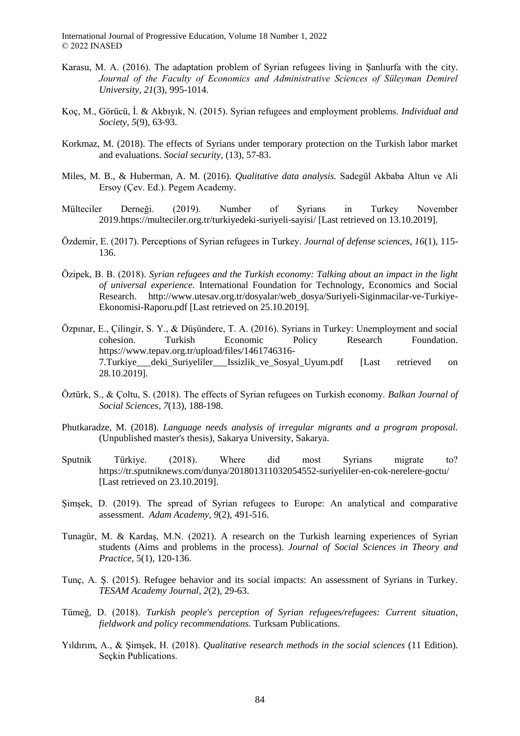Karasu, M. A. (2016). The adaptation problem of Syrian refugees living in Şanlıurfa with the city. *Journal of the Faculty of Economics and Administrative Sciences of Süleyman Demirel University, 21*(3), 995-1014.

Koç, M., Görücü, İ. & Akbıyık, N. (2015). Syrian refugees and employment problems. *Individual and Society, 5*(9), 63-93.

Korkmaz, M. (2018). The effects of Syrians under temporary protection on the Turkish labor market and evaluations. *Social security,* (13), 57-83.

Miles, M. B., & Huberman, A. M. (2016). *Qualitative data analysis.* Sadegül Akbaba Altun ve Ali Ersoy (Çev. Ed.). Pegem Academy.

Mülteciler Derneği. (2019). Number of Syrians in Turkey November 2019.https://multeciler.org.tr/turkiyedeki-suriyeli-sayisi/ [Last retrieved on 13.10.2019].

Özdemir, E. (2017). Perceptions of Syrian refugees in Turkey. *Journal of defense sciences, 16*(1), 115-136.

Özipek, B. B. (2018). *Syrian refugees and the Turkish economy: Talking about an impact in the light of universal experience.* International Foundation for Technology, Economics and Social Research. http://www.utesav.org.tr/dosyalar/web_dosya/Suriyeli-Siginmacilar-ve-Turkiye-Ekonomisi-Raporu.pdf [Last retrieved on 25.10.2019].

Özpınar, E., Çilingir, S. Y., & Düşündere, T. A. (2016). Syrians in Turkey: Unemployment and social cohesion. Turkish Economic Policy Research Foundation. https://www.tepav.org.tr/upload/files/1461746316-7.Turkiye___deki_Suriyeliler___Issizlik_ve_Sosyal_Uyum.pdf [Last retrieved on 28.10.2019].

Öztürk, S., & Çoltu, S. (2018). The effects of Syrian refugees on Turkish economy. *Balkan Journal of Social Sciences, 7*(13), 188-198.

Phutkaradze, M. (2018). *Language needs analysis of irregular migrants and a program proposal.* (Unpublished master's thesis), Sakarya University, Sakarya.

Sputnik Türkiye. (2018). Where did most Syrians migrate to? https://tr.sputniknews.com/dunya/201801311032054552-suriyeliler-en-cok-nerelere-goctu/ [Last retrieved on 23.10.2019].

Şimşek, D. (2019). The spread of Syrian refugees to Europe: An analytical and comparative assessment. *Adam Academy, 9*(2), 491-516.

Tunagür, M. & Kardaş, M.N. (2021). A research on the Turkish learning experiences of Syrian students (Aims and problems in the process). *Journal of Social Sciences in Theory and Practice,* 5(1), 120-136.

Tunç, A. Ş. (2015). Refugee behavior and its social impacts: An assessment of Syrians in Turkey. *TESAM Academy Journal, 2*(2), 29-63.

Tümeğ, D. (2018). *Turkish people's perception of Syrian refugees/refugees: Current situation, fieldwork and policy recommendations.* Turksam Publications.

Yıldırım, A., & Şimşek, H. (2018). *Qualitative research methods in the social sciences* (11 Edition). Seçkin Publications.